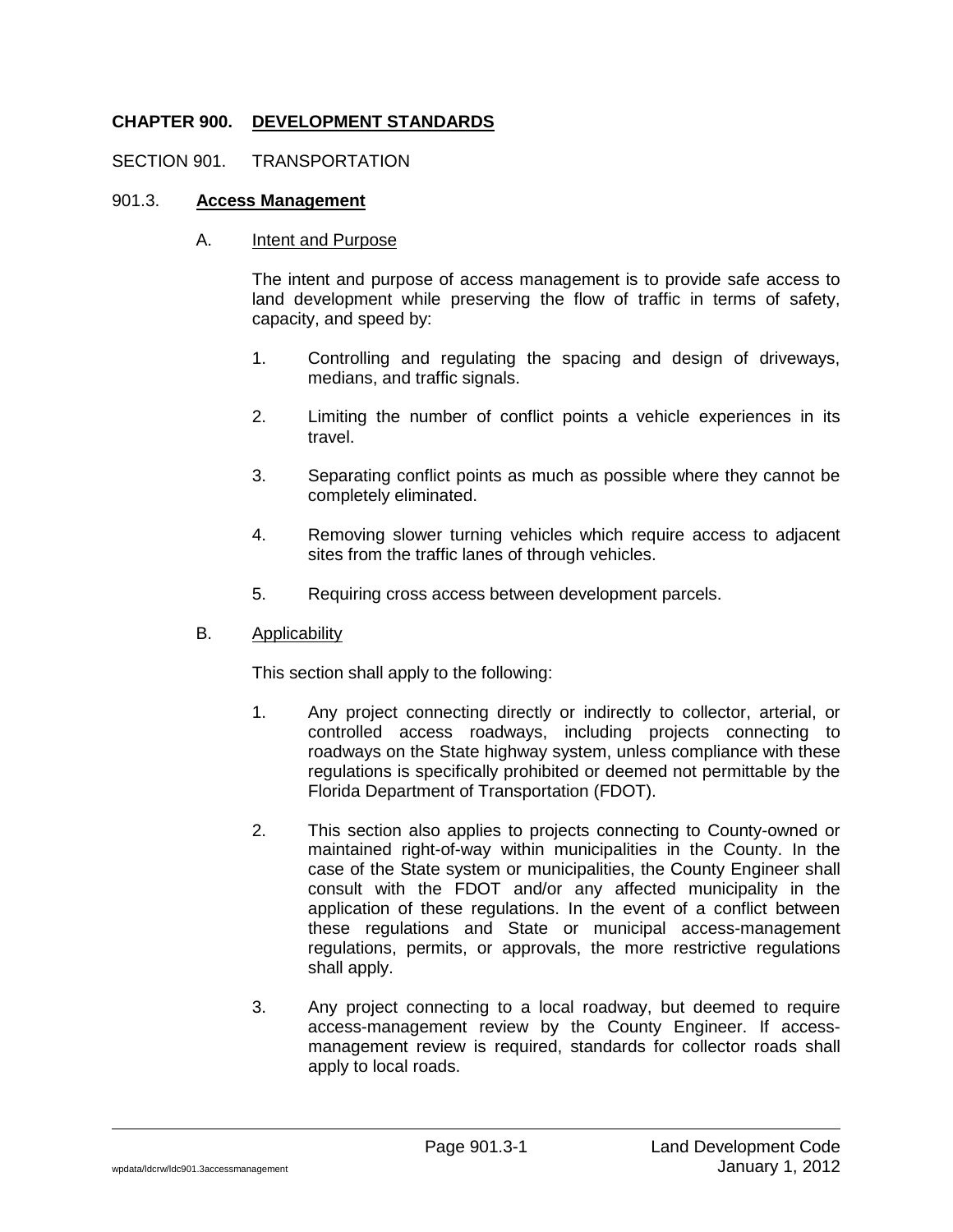# CHAPTER 900. DEVELOPMENT STANDARDS

## SECTION 901. TRANSPORTATION

### 901.3. Access Management

#### A. Intent and Purpose

The intent and purpose of access management is to provide safe access to land development while preserving the flow of traffic in terms of safety, capacity, and speed by:

1. Controlling and regulating the spacing and design of driveways, medians, and traffic signals.

2. Limiting the number of conflict points a vehicle experiences in its travel.

3. Separating conflict points as much as possible where they cannot be completely eliminated.

4. Removing slower turning vehicles which require access to adjacent sites from the traffic lanes of through vehicles.

5. Requiring cross access between development parcels.

#### B. Applicability

This section shall apply to the following:

1. Any project connecting directly or indirectly to collector, arterial, or controlled access roadways, including projects connecting to roadways on the State highway system, unless compliance with these regulations is specifically prohibited or deemed not permittable by the Florida Department of Transportation (FDOT).

2. This section also applies to projects connecting to County-owned or maintained right-of-way within municipalities in the County. In the case of the State system or municipalities, the County Engineer shall consult with the FDOT and/or any affected municipality in the application of these regulations. In the event of a conflict between these regulations and State or municipal access-management regulations, permits, or approvals, the more restrictive regulations shall apply.

3. Any project connecting to a local roadway, but deemed to require access-management review by the County Engineer. If access-management review is required, standards for collector roads shall apply to local roads.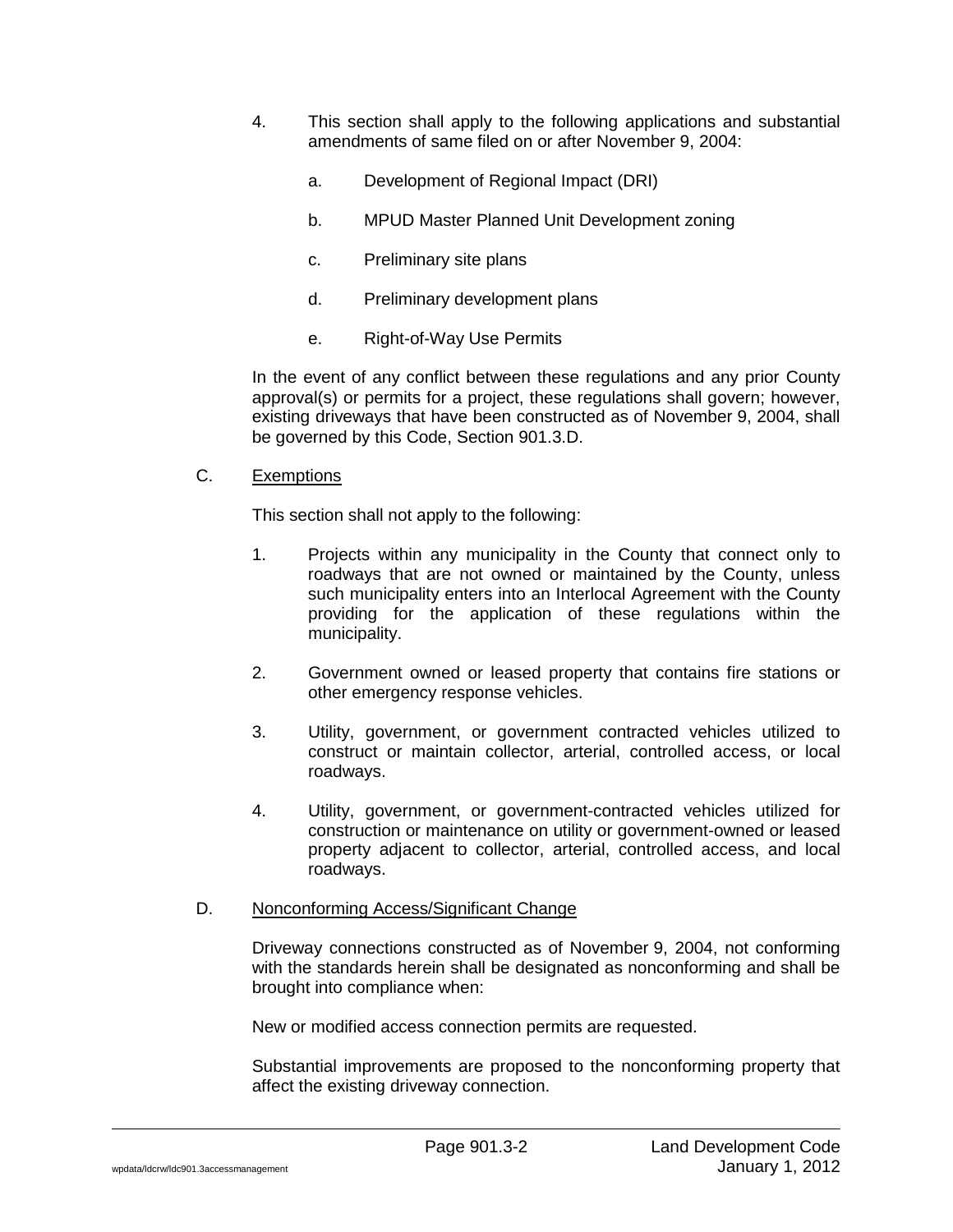4. This section shall apply to the following applications and substantial amendments of same filed on or after November 9, 2004:

   a. Development of Regional Impact (DRI)

   b. MPUD Master Planned Unit Development zoning

   c. Preliminary site plans

   d. Preliminary development plans

   e. Right-of-Way Use Permits

In the event of any conflict between these regulations and any prior County approval(s) or permits for a project, these regulations shall govern; however, existing driveways that have been constructed as of November 9, 2004, shall be governed by this Code, Section 901.3.D.

C. Exemptions

This section shall not apply to the following:

1. Projects within any municipality in the County that connect only to roadways that are not owned or maintained by the County, unless such municipality enters into an Interlocal Agreement with the County providing for the application of these regulations within the municipality.

2. Government owned or leased property that contains fire stations or other emergency response vehicles.

3. Utility, government, or government contracted vehicles utilized to construct or maintain collector, arterial, controlled access, or local roadways.

4. Utility, government, or government-contracted vehicles utilized for construction or maintenance on utility or government-owned or leased property adjacent to collector, arterial, controlled access, and local roadways.

D. Nonconforming Access/Significant Change

Driveway connections constructed as of November 9, 2004, not conforming with the standards herein shall be designated as nonconforming and shall be brought into compliance when:

New or modified access connection permits are requested.

Substantial improvements are proposed to the nonconforming property that affect the existing driveway connection.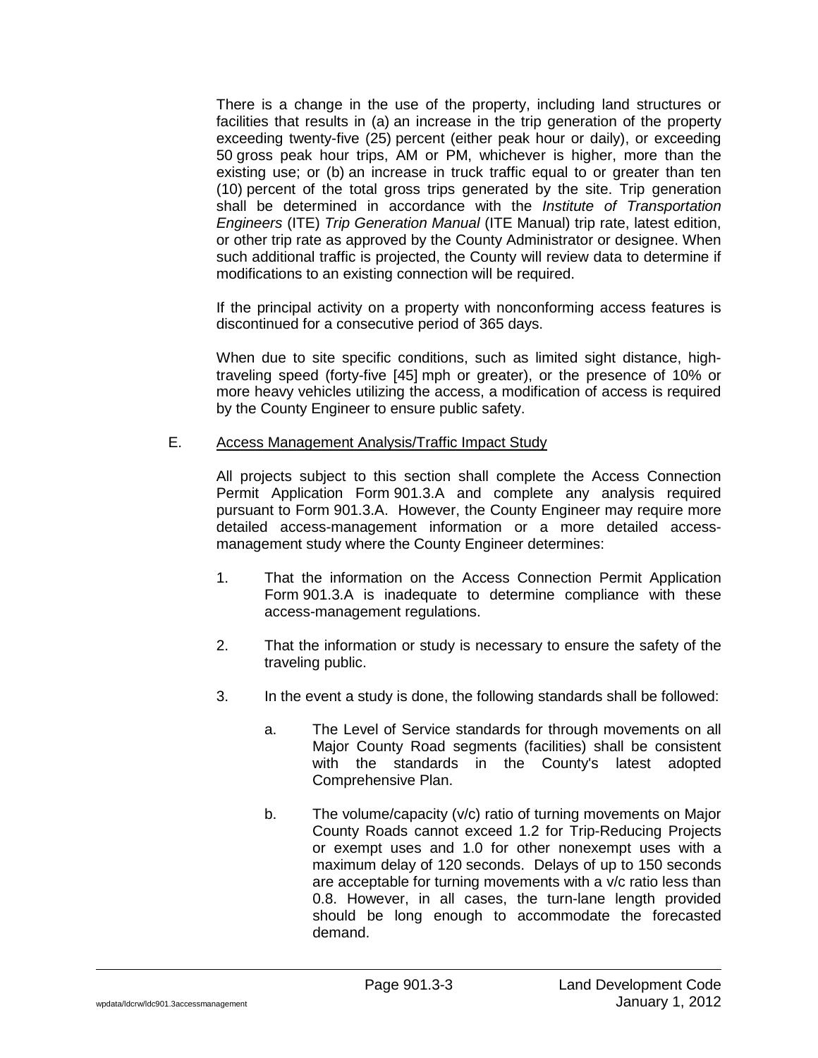There is a change in the use of the property, including land structures or facilities that results in (a) an increase in the trip generation of the property exceeding twenty-five (25) percent (either peak hour or daily), or exceeding 50 gross peak hour trips, AM or PM, whichever is higher, more than the existing use; or (b) an increase in truck traffic equal to or greater than ten (10) percent of the total gross trips generated by the site. Trip generation shall be determined in accordance with the *Institute of Transportation Engineers* (ITE) *Trip Generation Manual* (ITE Manual) trip rate, latest edition, or other trip rate as approved by the County Administrator or designee. When such additional traffic is projected, the County will review data to determine if modifications to an existing connection will be required.

If the principal activity on a property with nonconforming access features is discontinued for a consecutive period of 365 days.

When due to site specific conditions, such as limited sight distance, high-traveling speed (forty-five [45] mph or greater), or the presence of 10% or more heavy vehicles utilizing the access, a modification of access is required by the County Engineer to ensure public safety.

E. <u>Access Management Analysis/Traffic Impact Study</u>

All projects subject to this section shall complete the Access Connection Permit Application Form 901.3.A and complete any analysis required pursuant to Form 901.3.A. However, the County Engineer may require more detailed access-management information or a more detailed access-management study where the County Engineer determines:

1. That the information on the Access Connection Permit Application Form 901.3.A is inadequate to determine compliance with these access-management regulations.

2. That the information or study is necessary to ensure the safety of the traveling public.

3. In the event a study is done, the following standards shall be followed:

   a. The Level of Service standards for through movements on all Major County Road segments (facilities) shall be consistent with the standards in the County's latest adopted Comprehensive Plan.

   b. The volume/capacity (v/c) ratio of turning movements on Major County Roads cannot exceed 1.2 for Trip-Reducing Projects or exempt uses and 1.0 for other nonexempt uses with a maximum delay of 120 seconds. Delays of up to 150 seconds are acceptable for turning movements with a v/c ratio less than 0.8. However, in all cases, the turn-lane length provided should be long enough to accommodate the forecasted demand.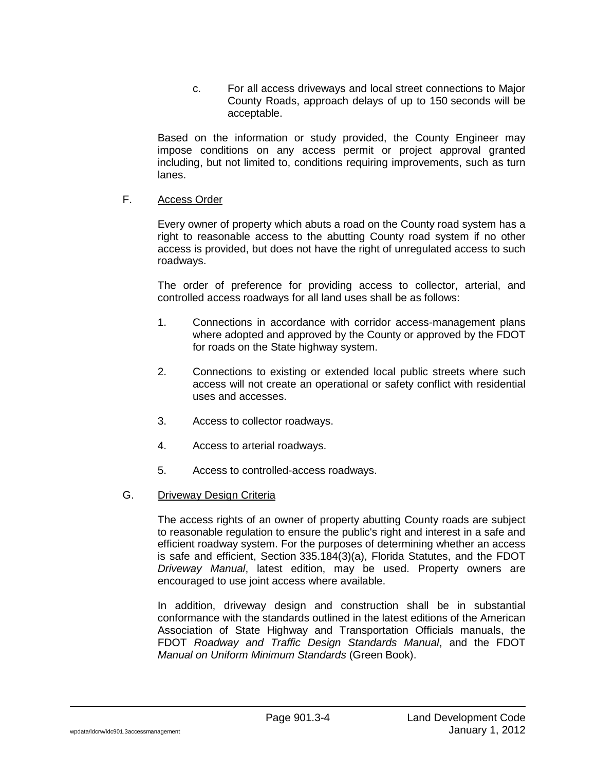c. For all access driveways and local street connections to Major County Roads, approach delays of up to 150 seconds will be acceptable.

Based on the information or study provided, the County Engineer may impose conditions on any access permit or project approval granted including, but not limited to, conditions requiring improvements, such as turn lanes.

F. Access Order

Every owner of property which abuts a road on the County road system has a right to reasonable access to the abutting County road system if no other access is provided, but does not have the right of unregulated access to such roadways.

The order of preference for providing access to collector, arterial, and controlled access roadways for all land uses shall be as follows:

1. Connections in accordance with corridor access-management plans where adopted and approved by the County or approved by the FDOT for roads on the State highway system.

2. Connections to existing or extended local public streets where such access will not create an operational or safety conflict with residential uses and accesses.

3. Access to collector roadways.

4. Access to arterial roadways.

5. Access to controlled-access roadways.

G. Driveway Design Criteria

The access rights of an owner of property abutting County roads are subject to reasonable regulation to ensure the public's right and interest in a safe and efficient roadway system. For the purposes of determining whether an access is safe and efficient, Section 335.184(3)(a), Florida Statutes, and the FDOT *Driveway Manual*, latest edition, may be used. Property owners are encouraged to use joint access where available.

In addition, driveway design and construction shall be in substantial conformance with the standards outlined in the latest editions of the American Association of State Highway and Transportation Officials manuals, the FDOT *Roadway and Traffic Design Standards Manual*, and the FDOT *Manual on Uniform Minimum Standards* (Green Book).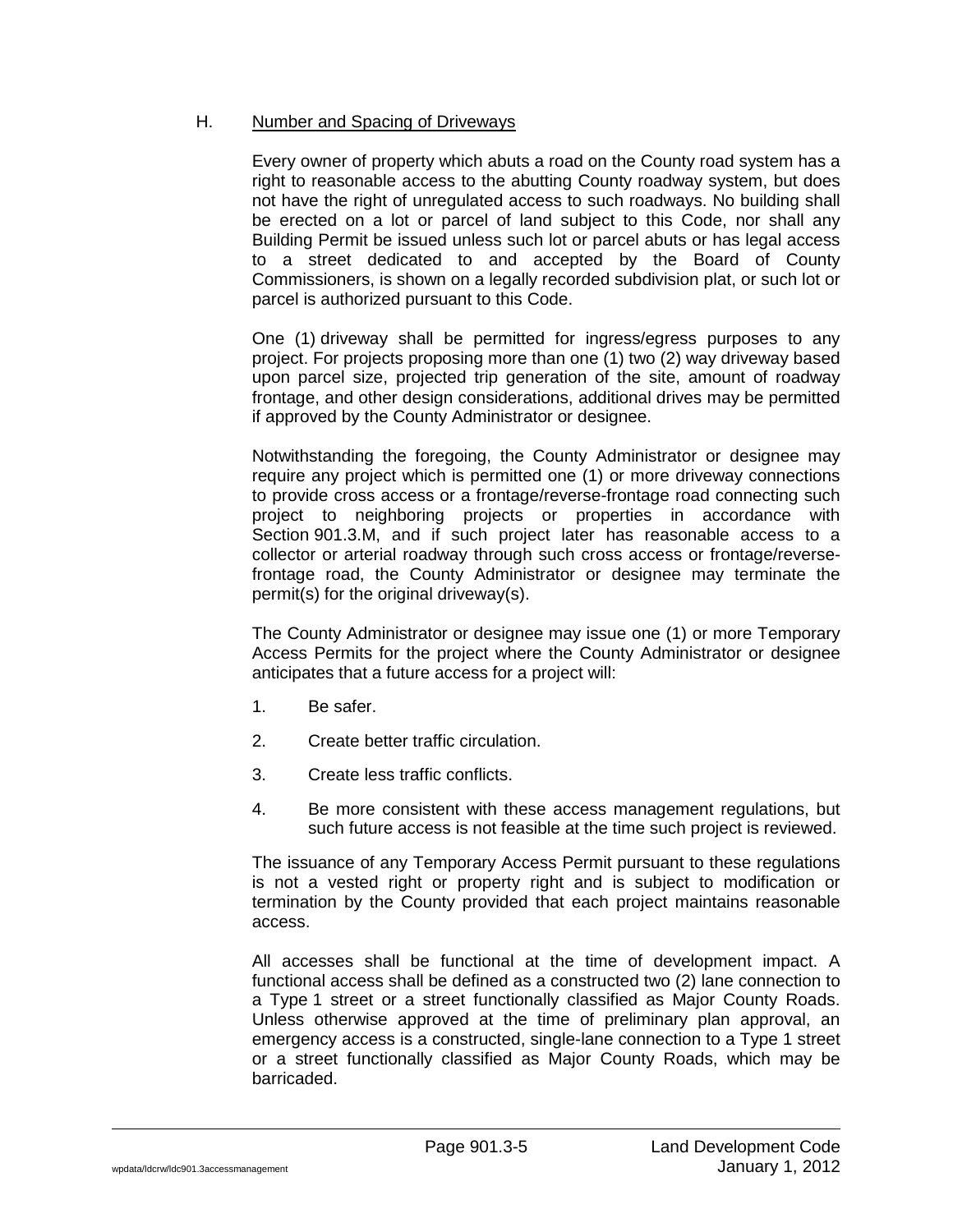## H. Number and Spacing of Driveways

Every owner of property which abuts a road on the County road system has a right to reasonable access to the abutting County roadway system, but does not have the right of unregulated access to such roadways. No building shall be erected on a lot or parcel of land subject to this Code, nor shall any Building Permit be issued unless such lot or parcel abuts or has legal access to a street dedicated to and accepted by the Board of County Commissioners, is shown on a legally recorded subdivision plat, or such lot or parcel is authorized pursuant to this Code.

One (1) driveway shall be permitted for ingress/egress purposes to any project. For projects proposing more than one (1) two (2) way driveway based upon parcel size, projected trip generation of the site, amount of roadway frontage, and other design considerations, additional drives may be permitted if approved by the County Administrator or designee.

Notwithstanding the foregoing, the County Administrator or designee may require any project which is permitted one (1) or more driveway connections to provide cross access or a frontage/reverse-frontage road connecting such project to neighboring projects or properties in accordance with Section 901.3.M, and if such project later has reasonable access to a collector or arterial roadway through such cross access or frontage/reverse-frontage road, the County Administrator or designee may terminate the permit(s) for the original driveway(s).

The County Administrator or designee may issue one (1) or more Temporary Access Permits for the project where the County Administrator or designee anticipates that a future access for a project will:

1. Be safer.
2. Create better traffic circulation.
3. Create less traffic conflicts.
4. Be more consistent with these access management regulations, but such future access is not feasible at the time such project is reviewed.

The issuance of any Temporary Access Permit pursuant to these regulations is not a vested right or property right and is subject to modification or termination by the County provided that each project maintains reasonable access.

All accesses shall be functional at the time of development impact. A functional access shall be defined as a constructed two (2) lane connection to a Type 1 street or a street functionally classified as Major County Roads. Unless otherwise approved at the time of preliminary plan approval, an emergency access is a constructed, single-lane connection to a Type 1 street or a street functionally classified as Major County Roads, which may be barricaded.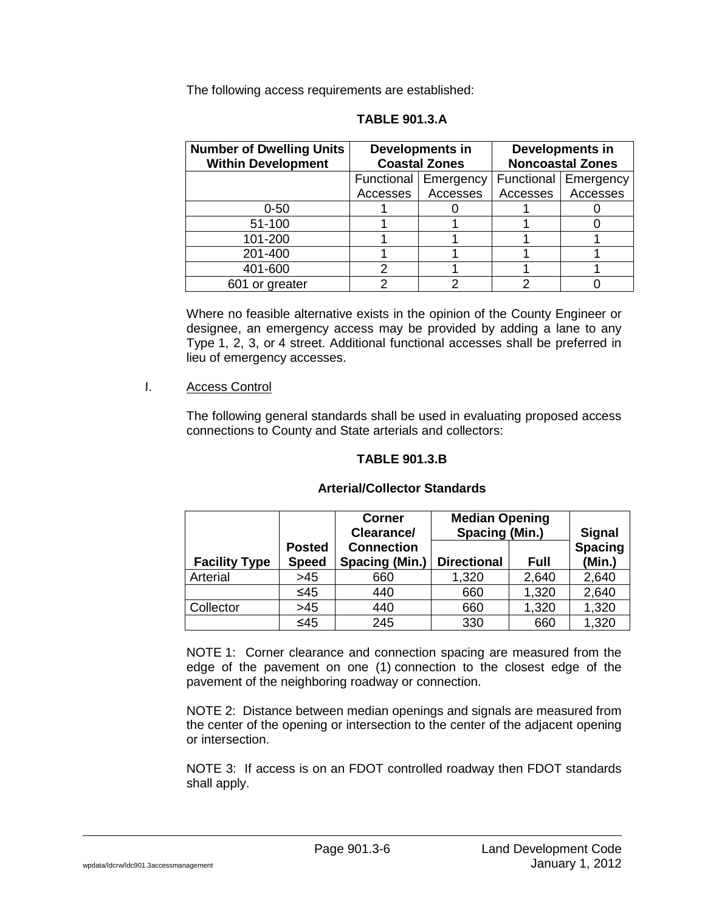The following access requirements are established:

**TABLE 901.3.A**

| Number of Dwelling Units Within Development | Developments in Coastal Zones | | Developments in Noncoastal Zones | |
|---|---|---|---|---|
| | Functional Accesses | Emergency Accesses | Functional Accesses | Emergency Accesses |
| 0-50 | 1 | 0 | 1 | 0 |
| 51-100 | 1 | 1 | 1 | 0 |
| 101-200 | 1 | 1 | 1 | 1 |
| 201-400 | 1 | 1 | 1 | 1 |
| 401-600 | 2 | 1 | 1 | 1 |
| 601 or greater | 2 | 2 | 2 | 0 |

Where no feasible alternative exists in the opinion of the County Engineer or designee, an emergency access may be provided by adding a lane to any Type 1, 2, 3, or 4 street. Additional functional accesses shall be preferred in lieu of emergency accesses.

I. Access Control

The following general standards shall be used in evaluating proposed access connections to County and State arterials and collectors:

**TABLE 901.3.B**

**Arterial/Collector Standards**

| Facility Type | Posted Speed | Corner Clearance/ Connection Spacing (Min.) | Median Opening Spacing (Min.) | | Signal Spacing (Min.) |
|---|---|---|---|---|---|
| | | | Directional | Full | |
| Arterial | >45 | 660 | 1,320 | 2,640 | 2,640 |
| | ≤45 | 440 | 660 | 1,320 | 2,640 |
| Collector | >45 | 440 | 660 | 1,320 | 1,320 |
| | ≤45 | 245 | 330 | 660 | 1,320 |

NOTE 1: Corner clearance and connection spacing are measured from the edge of the pavement on one (1) connection to the closest edge of the pavement of the neighboring roadway or connection.

NOTE 2: Distance between median openings and signals are measured from the center of the opening or intersection to the center of the adjacent opening or intersection.

NOTE 3: If access is on an FDOT controlled roadway then FDOT standards shall apply.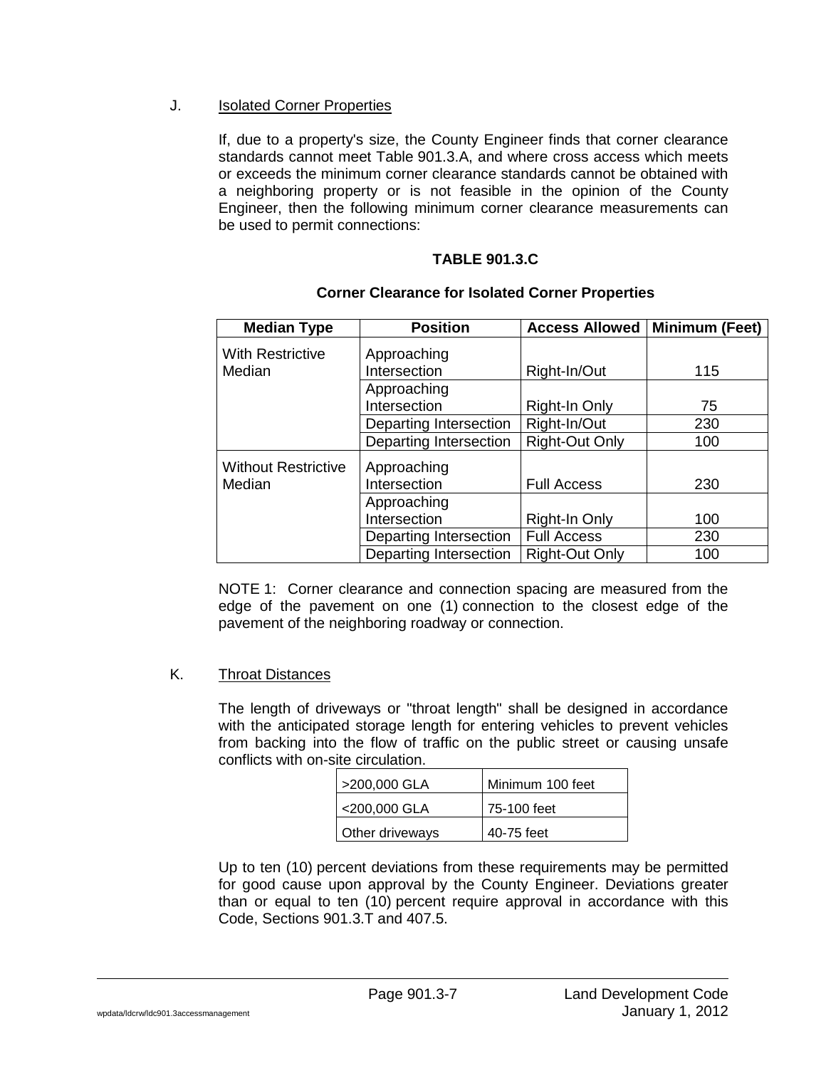J. Isolated Corner Properties

If, due to a property's size, the County Engineer finds that corner clearance standards cannot meet Table 901.3.A, and where cross access which meets or exceeds the minimum corner clearance standards cannot be obtained with a neighboring property or is not feasible in the opinion of the County Engineer, then the following minimum corner clearance measurements can be used to permit connections:

**TABLE 901.3.C**

**Corner Clearance for Isolated Corner Properties**

| Median Type | Position | Access Allowed | Minimum (Feet) |
|---|---|---|---|
| With Restrictive Median | Approaching Intersection | Right-In/Out | 115 |
| | Approaching Intersection | Right-In Only | 75 |
| | Departing Intersection | Right-In/Out | 230 |
| | Departing Intersection | Right-Out Only | 100 |
| Without Restrictive Median | Approaching Intersection | Full Access | 230 |
| | Approaching Intersection | Right-In Only | 100 |
| | Departing Intersection | Full Access | 230 |
| | Departing Intersection | Right-Out Only | 100 |

NOTE 1: Corner clearance and connection spacing are measured from the edge of the pavement on one (1) connection to the closest edge of the pavement of the neighboring roadway or connection.

K. Throat Distances

The length of driveways or "throat length" shall be designed in accordance with the anticipated storage length for entering vehicles to prevent vehicles from backing into the flow of traffic on the public street or causing unsafe conflicts with on-site circulation.

| | |
|---|---|
| >200,000 GLA | Minimum 100 feet |
| <200,000 GLA | 75-100 feet |
| Other driveways | 40-75 feet |

Up to ten (10) percent deviations from these requirements may be permitted for good cause upon approval by the County Engineer. Deviations greater than or equal to ten (10) percent require approval in accordance with this Code, Sections 901.3.T and 407.5.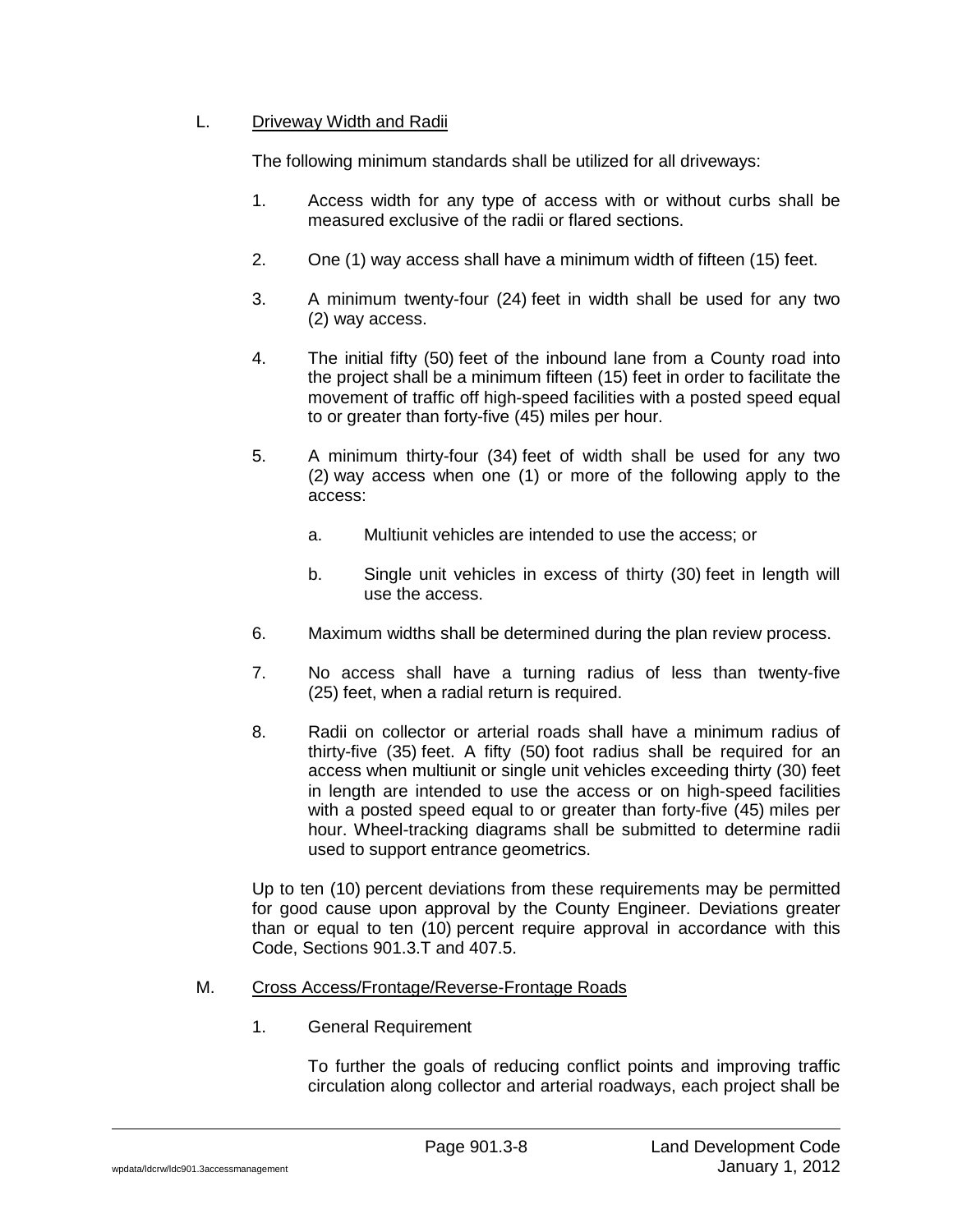L. Driveway Width and Radii

The following minimum standards shall be utilized for all driveways:

1. Access width for any type of access with or without curbs shall be measured exclusive of the radii or flared sections.

2. One (1) way access shall have a minimum width of fifteen (15) feet.

3. A minimum twenty-four (24) feet in width shall be used for any two (2) way access.

4. The initial fifty (50) feet of the inbound lane from a County road into the project shall be a minimum fifteen (15) feet in order to facilitate the movement of traffic off high-speed facilities with a posted speed equal to or greater than forty-five (45) miles per hour.

5. A minimum thirty-four (34) feet of width shall be used for any two (2) way access when one (1) or more of the following apply to the access:

   a. Multiunit vehicles are intended to use the access; or

   b. Single unit vehicles in excess of thirty (30) feet in length will use the access.

6. Maximum widths shall be determined during the plan review process.

7. No access shall have a turning radius of less than twenty-five (25) feet, when a radial return is required.

8. Radii on collector or arterial roads shall have a minimum radius of thirty-five (35) feet. A fifty (50) foot radius shall be required for an access when multiunit or single unit vehicles exceeding thirty (30) feet in length are intended to use the access or on high-speed facilities with a posted speed equal to or greater than forty-five (45) miles per hour. Wheel-tracking diagrams shall be submitted to determine radii used to support entrance geometrics.

Up to ten (10) percent deviations from these requirements may be permitted for good cause upon approval by the County Engineer. Deviations greater than or equal to ten (10) percent require approval in accordance with this Code, Sections 901.3.T and 407.5.

M. Cross Access/Frontage/Reverse-Frontage Roads

1. General Requirement

   To further the goals of reducing conflict points and improving traffic circulation along collector and arterial roadways, each project shall be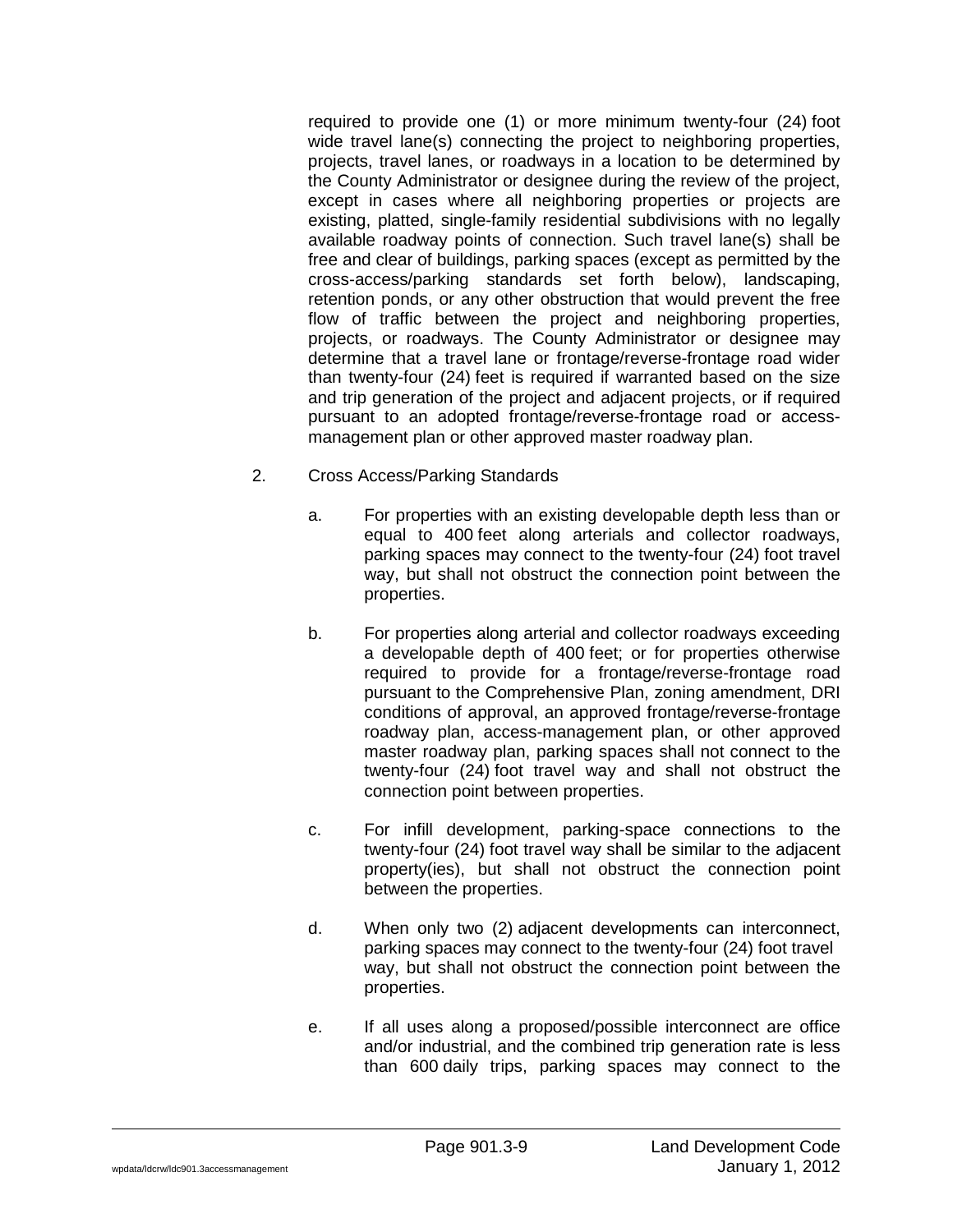required to provide one (1) or more minimum twenty-four (24) foot wide travel lane(s) connecting the project to neighboring properties, projects, travel lanes, or roadways in a location to be determined by the County Administrator or designee during the review of the project, except in cases where all neighboring properties or projects are existing, platted, single-family residential subdivisions with no legally available roadway points of connection. Such travel lane(s) shall be free and clear of buildings, parking spaces (except as permitted by the cross-access/parking standards set forth below), landscaping, retention ponds, or any other obstruction that would prevent the free flow of traffic between the project and neighboring properties, projects, or roadways. The County Administrator or designee may determine that a travel lane or frontage/reverse-frontage road wider than twenty-four (24) feet is required if warranted based on the size and trip generation of the project and adjacent projects, or if required pursuant to an adopted frontage/reverse-frontage road or access-management plan or other approved master roadway plan.

2. Cross Access/Parking Standards

   a. For properties with an existing developable depth less than or equal to 400 feet along arterials and collector roadways, parking spaces may connect to the twenty-four (24) foot travel way, but shall not obstruct the connection point between the properties.

   b. For properties along arterial and collector roadways exceeding a developable depth of 400 feet; or for properties otherwise required to provide for a frontage/reverse-frontage road pursuant to the Comprehensive Plan, zoning amendment, DRI conditions of approval, an approved frontage/reverse-frontage roadway plan, access-management plan, or other approved master roadway plan, parking spaces shall not connect to the twenty-four (24) foot travel way and shall not obstruct the connection point between properties.

   c. For infill development, parking-space connections to the twenty-four (24) foot travel way shall be similar to the adjacent property(ies), but shall not obstruct the connection point between the properties.

   d. When only two (2) adjacent developments can interconnect, parking spaces may connect to the twenty-four (24) foot travel way, but shall not obstruct the connection point between the properties.

   e. If all uses along a proposed/possible interconnect are office and/or industrial, and the combined trip generation rate is less than 600 daily trips, parking spaces may connect to the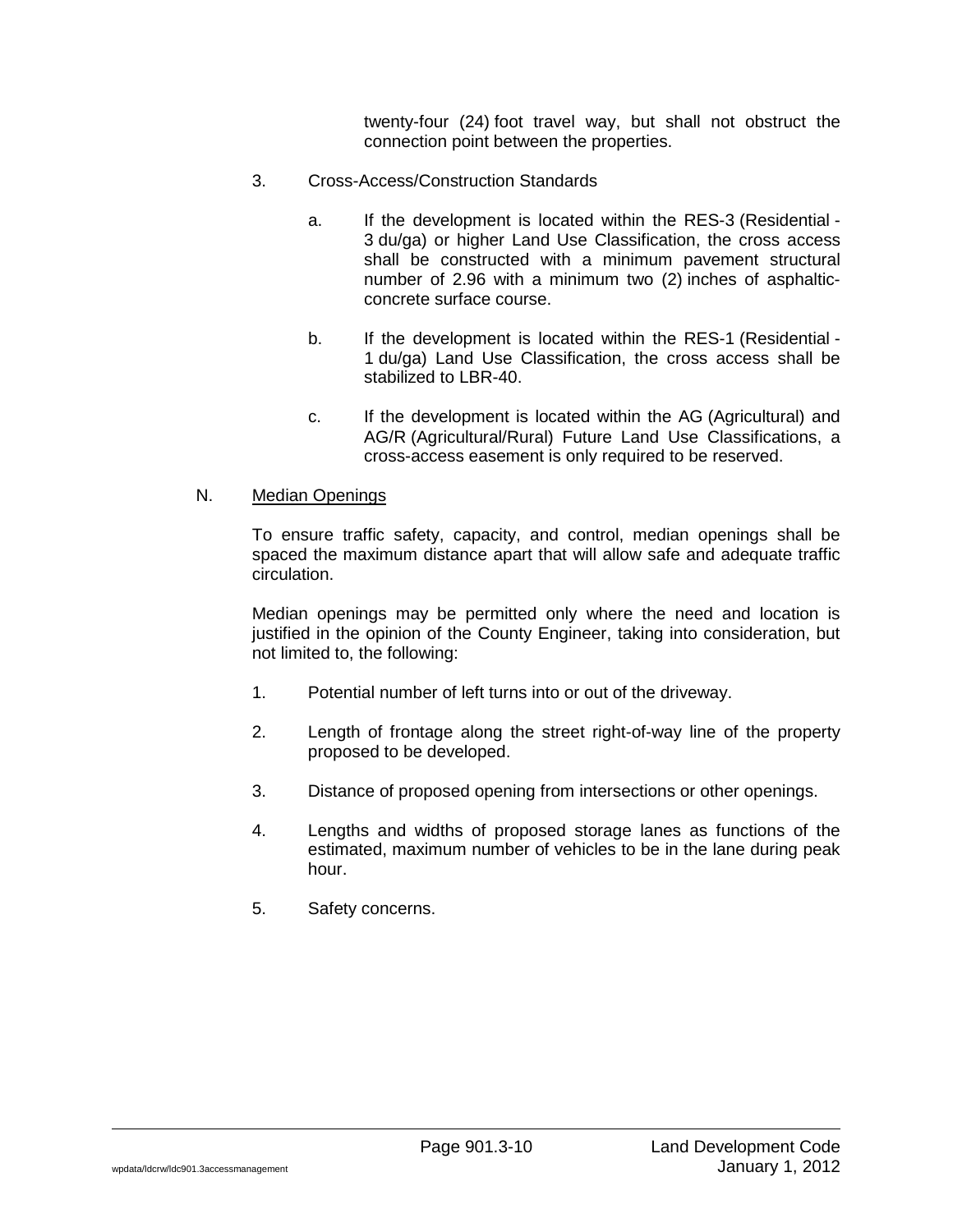twenty-four (24) foot travel way, but shall not obstruct the connection point between the properties.

3. Cross-Access/Construction Standards

   a. If the development is located within the RES-3 (Residential - 3 du/ga) or higher Land Use Classification, the cross access shall be constructed with a minimum pavement structural number of 2.96 with a minimum two (2) inches of asphaltic-concrete surface course.

   b. If the development is located within the RES-1 (Residential - 1 du/ga) Land Use Classification, the cross access shall be stabilized to LBR-40.

   c. If the development is located within the AG (Agricultural) and AG/R (Agricultural/Rural) Future Land Use Classifications, a cross-access easement is only required to be reserved.

N. <u>Median Openings</u>

To ensure traffic safety, capacity, and control, median openings shall be spaced the maximum distance apart that will allow safe and adequate traffic circulation.

Median openings may be permitted only where the need and location is justified in the opinion of the County Engineer, taking into consideration, but not limited to, the following:

1. Potential number of left turns into or out of the driveway.

2. Length of frontage along the street right-of-way line of the property proposed to be developed.

3. Distance of proposed opening from intersections or other openings.

4. Lengths and widths of proposed storage lanes as functions of the estimated, maximum number of vehicles to be in the lane during peak hour.

5. Safety concerns.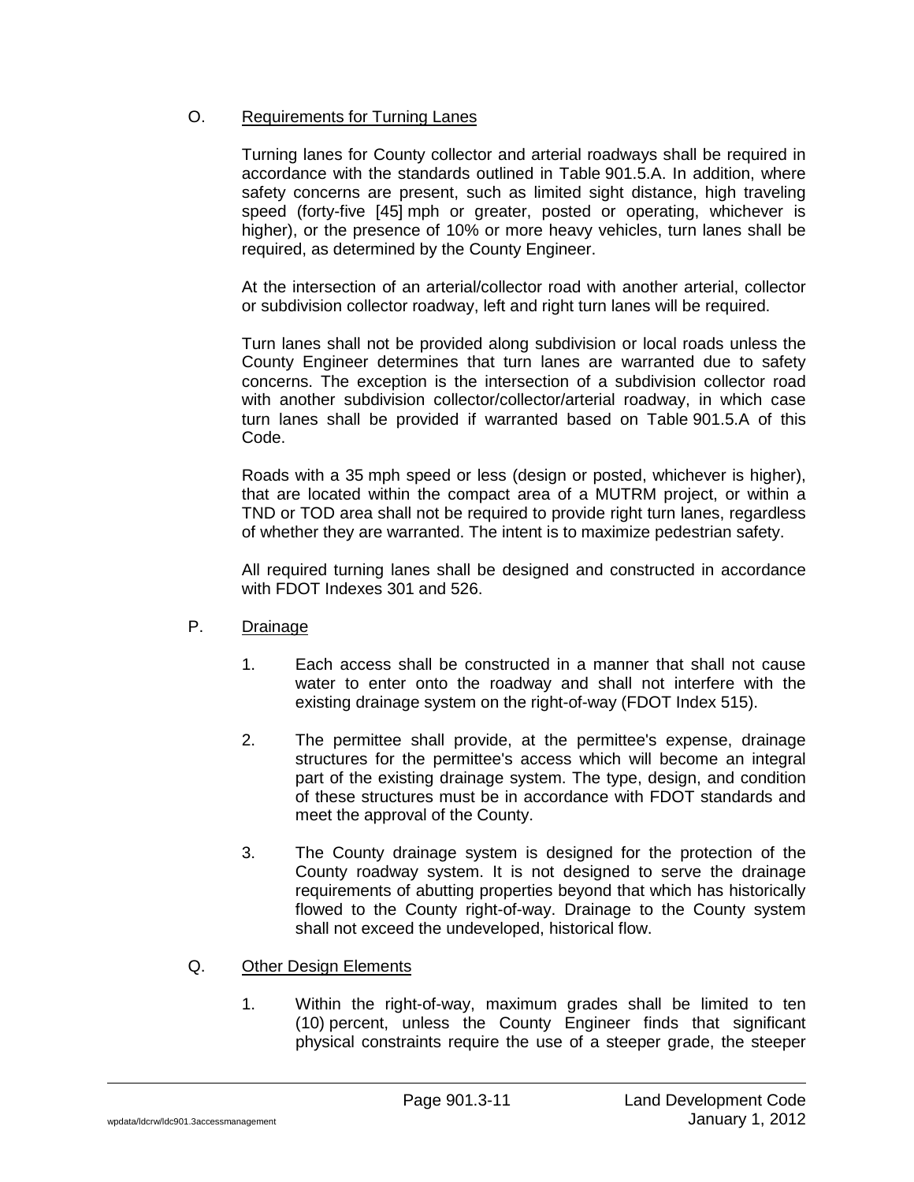O. Requirements for Turning Lanes

Turning lanes for County collector and arterial roadways shall be required in accordance with the standards outlined in Table 901.5.A. In addition, where safety concerns are present, such as limited sight distance, high traveling speed (forty-five [45] mph or greater, posted or operating, whichever is higher), or the presence of 10% or more heavy vehicles, turn lanes shall be required, as determined by the County Engineer.

At the intersection of an arterial/collector road with another arterial, collector or subdivision collector roadway, left and right turn lanes will be required.

Turn lanes shall not be provided along subdivision or local roads unless the County Engineer determines that turn lanes are warranted due to safety concerns. The exception is the intersection of a subdivision collector road with another subdivision collector/collector/arterial roadway, in which case turn lanes shall be provided if warranted based on Table 901.5.A of this Code.

Roads with a 35 mph speed or less (design or posted, whichever is higher), that are located within the compact area of a MUTRM project, or within a TND or TOD area shall not be required to provide right turn lanes, regardless of whether they are warranted. The intent is to maximize pedestrian safety.

All required turning lanes shall be designed and constructed in accordance with FDOT Indexes 301 and 526.

P. Drainage

1. Each access shall be constructed in a manner that shall not cause water to enter onto the roadway and shall not interfere with the existing drainage system on the right-of-way (FDOT Index 515).

2. The permittee shall provide, at the permittee's expense, drainage structures for the permittee's access which will become an integral part of the existing drainage system. The type, design, and condition of these structures must be in accordance with FDOT standards and meet the approval of the County.

3. The County drainage system is designed for the protection of the County roadway system. It is not designed to serve the drainage requirements of abutting properties beyond that which has historically flowed to the County right-of-way. Drainage to the County system shall not exceed the undeveloped, historical flow.

Q. Other Design Elements

1. Within the right-of-way, maximum grades shall be limited to ten (10) percent, unless the County Engineer finds that significant physical constraints require the use of a steeper grade, the steeper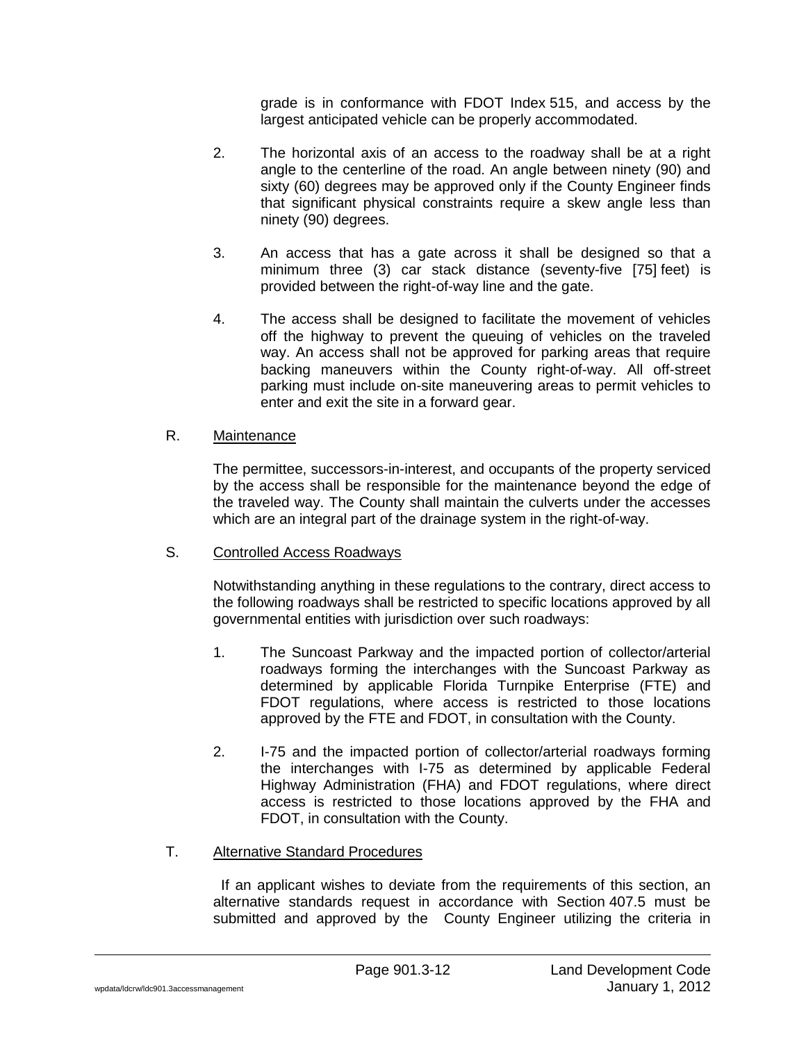grade is in conformance with FDOT Index 515, and access by the largest anticipated vehicle can be properly accommodated.

2. The horizontal axis of an access to the roadway shall be at a right angle to the centerline of the road. An angle between ninety (90) and sixty (60) degrees may be approved only if the County Engineer finds that significant physical constraints require a skew angle less than ninety (90) degrees.

3. An access that has a gate across it shall be designed so that a minimum three (3) car stack distance (seventy-five [75] feet) is provided between the right-of-way line and the gate.

4. The access shall be designed to facilitate the movement of vehicles off the highway to prevent the queuing of vehicles on the traveled way. An access shall not be approved for parking areas that require backing maneuvers within the County right-of-way. All off-street parking must include on-site maneuvering areas to permit vehicles to enter and exit the site in a forward gear.

R. Maintenance

The permittee, successors-in-interest, and occupants of the property serviced by the access shall be responsible for the maintenance beyond the edge of the traveled way. The County shall maintain the culverts under the accesses which are an integral part of the drainage system in the right-of-way.

S. Controlled Access Roadways

Notwithstanding anything in these regulations to the contrary, direct access to the following roadways shall be restricted to specific locations approved by all governmental entities with jurisdiction over such roadways:

1. The Suncoast Parkway and the impacted portion of collector/arterial roadways forming the interchanges with the Suncoast Parkway as determined by applicable Florida Turnpike Enterprise (FTE) and FDOT regulations, where access is restricted to those locations approved by the FTE and FDOT, in consultation with the County.

2. I-75 and the impacted portion of collector/arterial roadways forming the interchanges with I-75 as determined by applicable Federal Highway Administration (FHA) and FDOT regulations, where direct access is restricted to those locations approved by the FHA and FDOT, in consultation with the County.

T. Alternative Standard Procedures

If an applicant wishes to deviate from the requirements of this section, an alternative standards request in accordance with Section 407.5 must be submitted and approved by the County Engineer utilizing the criteria in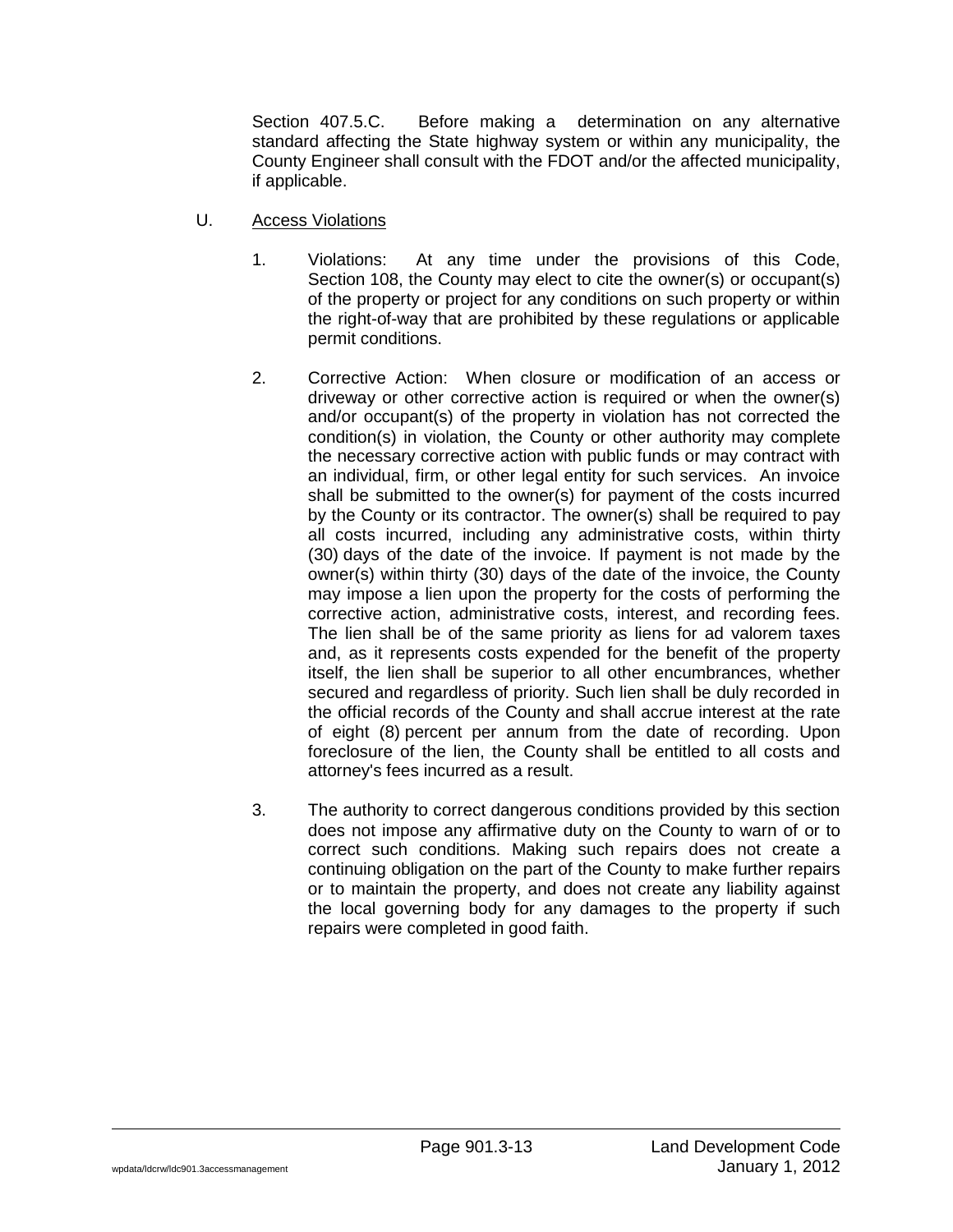Section 407.5.C. Before making a determination on any alternative standard affecting the State highway system or within any municipality, the County Engineer shall consult with the FDOT and/or the affected municipality, if applicable.

U. Access Violations

1. Violations: At any time under the provisions of this Code, Section 108, the County may elect to cite the owner(s) or occupant(s) of the property or project for any conditions on such property or within the right-of-way that are prohibited by these regulations or applicable permit conditions.

2. Corrective Action: When closure or modification of an access or driveway or other corrective action is required or when the owner(s) and/or occupant(s) of the property in violation has not corrected the condition(s) in violation, the County or other authority may complete the necessary corrective action with public funds or may contract with an individual, firm, or other legal entity for such services. An invoice shall be submitted to the owner(s) for payment of the costs incurred by the County or its contractor. The owner(s) shall be required to pay all costs incurred, including any administrative costs, within thirty (30) days of the date of the invoice. If payment is not made by the owner(s) within thirty (30) days of the date of the invoice, the County may impose a lien upon the property for the costs of performing the corrective action, administrative costs, interest, and recording fees. The lien shall be of the same priority as liens for ad valorem taxes and, as it represents costs expended for the benefit of the property itself, the lien shall be superior to all other encumbrances, whether secured and regardless of priority. Such lien shall be duly recorded in the official records of the County and shall accrue interest at the rate of eight (8) percent per annum from the date of recording. Upon foreclosure of the lien, the County shall be entitled to all costs and attorney's fees incurred as a result.

3. The authority to correct dangerous conditions provided by this section does not impose any affirmative duty on the County to warn of or to correct such conditions. Making such repairs does not create a continuing obligation on the part of the County to make further repairs or to maintain the property, and does not create any liability against the local governing body for any damages to the property if such repairs were completed in good faith.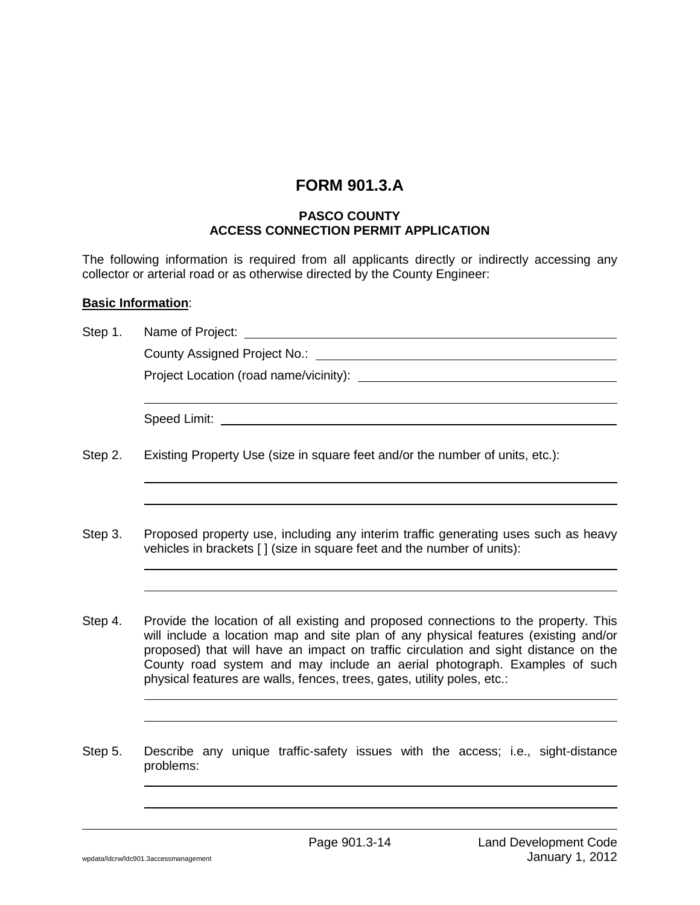# FORM 901.3.A

### PASCO COUNTY
### ACCESS CONNECTION PERMIT APPLICATION

The following information is required from all applicants directly or indirectly accessing any collector or arterial road or as otherwise directed by the County Engineer:

**Basic Information**:

Step 1. Name of Project: ______________________________

County Assigned Project No.: ______________________________

Project Location (road name/vicinity): ______________________________

______________________________

Speed Limit: ______________________________

Step 2. Existing Property Use (size in square feet and/or the number of units, etc.):

______________________________

______________________________

Step 3. Proposed property use, including any interim traffic generating uses such as heavy vehicles in brackets [ ] (size in square feet and the number of units):

______________________________

______________________________

Step 4. Provide the location of all existing and proposed connections to the property. This will include a location map and site plan of any physical features (existing and/or proposed) that will have an impact on traffic circulation and sight distance on the County road system and may include an aerial photograph. Examples of such physical features are walls, fences, trees, gates, utility poles, etc.:

______________________________

______________________________

Step 5. Describe any unique traffic-safety issues with the access; i.e., sight-distance problems:

______________________________

______________________________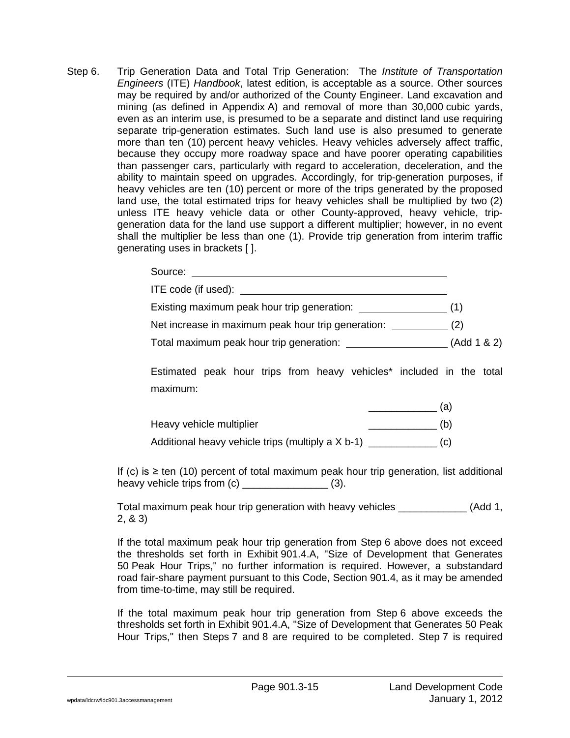Step 6. Trip Generation Data and Total Trip Generation: The *Institute of Transportation Engineers* (ITE) *Handbook*, latest edition, is acceptable as a source. Other sources may be required by and/or authorized of the County Engineer. Land excavation and mining (as defined in Appendix A) and removal of more than 30,000 cubic yards, even as an interim use, is presumed to be a separate and distinct land use requiring separate trip-generation estimates. Such land use is also presumed to generate more than ten (10) percent heavy vehicles. Heavy vehicles adversely affect traffic, because they occupy more roadway space and have poorer operating capabilities than passenger cars, particularly with regard to acceleration, deceleration, and the ability to maintain speed on upgrades. Accordingly, for trip-generation purposes, if heavy vehicles are ten (10) percent or more of the trips generated by the proposed land use, the total estimated trips for heavy vehicles shall be multiplied by two (2) unless ITE heavy vehicle data or other County-approved, heavy vehicle, trip-generation data for the land use support a different multiplier; however, in no event shall the multiplier be less than one (1). Provide trip generation from interim traffic generating uses in brackets [ ].

Source: ______________________________________________

ITE code (if used): ____________________________________

Existing maximum peak hour trip generation: ______________ (1)

Net increase in maximum peak hour trip generation: __________ (2)

Total maximum peak hour trip generation: ________________ (Add 1 & 2)

Estimated peak hour trips from heavy vehicles* included in the total maximum:

____________ (a)

Heavy vehicle multiplier ____________ (b)

Additional heavy vehicle trips (multiply a X b-1) ____________ (c)

If (c) is ≥ ten (10) percent of total maximum peak hour trip generation, list additional heavy vehicle trips from (c) _______________ (3).

Total maximum peak hour trip generation with heavy vehicles ____________ (Add 1, 2, & 3)

If the total maximum peak hour trip generation from Step 6 above does not exceed the thresholds set forth in Exhibit 901.4.A, "Size of Development that Generates 50 Peak Hour Trips," no further information is required. However, a substandard road fair-share payment pursuant to this Code, Section 901.4, as it may be amended from time-to-time, may still be required.

If the total maximum peak hour trip generation from Step 6 above exceeds the thresholds set forth in Exhibit 901.4.A, "Size of Development that Generates 50 Peak Hour Trips," then Steps 7 and 8 are required to be completed. Step 7 is required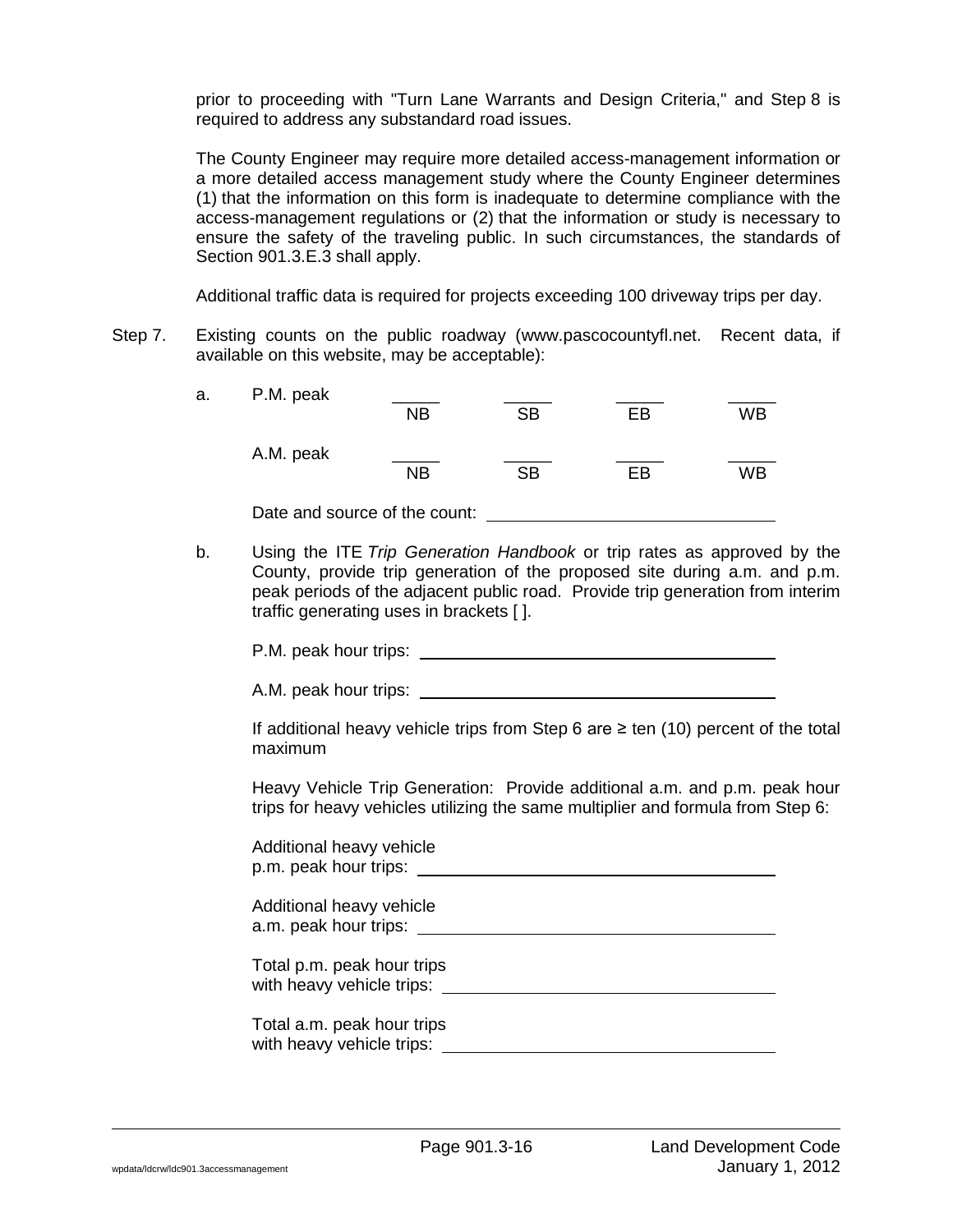prior to proceeding with "Turn Lane Warrants and Design Criteria," and Step 8 is required to address any substandard road issues.

The County Engineer may require more detailed access-management information or a more detailed access management study where the County Engineer determines (1) that the information on this form is inadequate to determine compliance with the access-management regulations or (2) that the information or study is necessary to ensure the safety of the traveling public. In such circumstances, the standards of Section 901.3.E.3 shall apply.

Additional traffic data is required for projects exceeding 100 driveway trips per day.

Step 7. Existing counts on the public roadway (www.pascocountyfl.net. Recent data, if available on this website, may be acceptable):

a. P.M. peak \_\_\_\_\_ NB \_\_\_\_\_ SB \_\_\_\_\_ EB \_\_\_\_\_ WB

A.M. peak \_\_\_\_\_ NB \_\_\_\_\_ SB \_\_\_\_\_ EB \_\_\_\_\_ WB

Date and source of the count: \_\_\_\_\_\_\_\_\_\_\_\_\_\_\_\_\_\_\_\_\_\_\_\_\_\_\_\_\_\_

b. Using the ITE *Trip Generation Handbook* or trip rates as approved by the County, provide trip generation of the proposed site during a.m. and p.m. peak periods of the adjacent public road. Provide trip generation from interim traffic generating uses in brackets [ ].

P.M. peak hour trips: \_\_\_\_\_\_\_\_\_\_\_\_\_\_\_\_\_\_\_\_\_\_\_\_\_\_\_\_\_\_\_\_\_\_\_\_\_\_\_\_

A.M. peak hour trips: \_\_\_\_\_\_\_\_\_\_\_\_\_\_\_\_\_\_\_\_\_\_\_\_\_\_\_\_\_\_\_\_\_\_\_\_\_\_\_\_

If additional heavy vehicle trips from Step 6 are ≥ ten (10) percent of the total maximum

Heavy Vehicle Trip Generation: Provide additional a.m. and p.m. peak hour trips for heavy vehicles utilizing the same multiplier and formula from Step 6:

Additional heavy vehicle p.m. peak hour trips: \_\_\_\_\_\_\_\_\_\_\_\_\_\_\_\_\_\_\_\_\_\_\_\_\_\_\_\_\_\_\_\_\_\_\_\_\_\_\_\_

Additional heavy vehicle a.m. peak hour trips: \_\_\_\_\_\_\_\_\_\_\_\_\_\_\_\_\_\_\_\_\_\_\_\_\_\_\_\_\_\_\_\_\_\_\_\_\_\_\_\_

Total p.m. peak hour trips with heavy vehicle trips: \_\_\_\_\_\_\_\_\_\_\_\_\_\_\_\_\_\_\_\_\_\_\_\_\_\_\_\_\_\_\_\_\_\_\_\_

Total a.m. peak hour trips with heavy vehicle trips: \_\_\_\_\_\_\_\_\_\_\_\_\_\_\_\_\_\_\_\_\_\_\_\_\_\_\_\_\_\_\_\_\_\_\_\_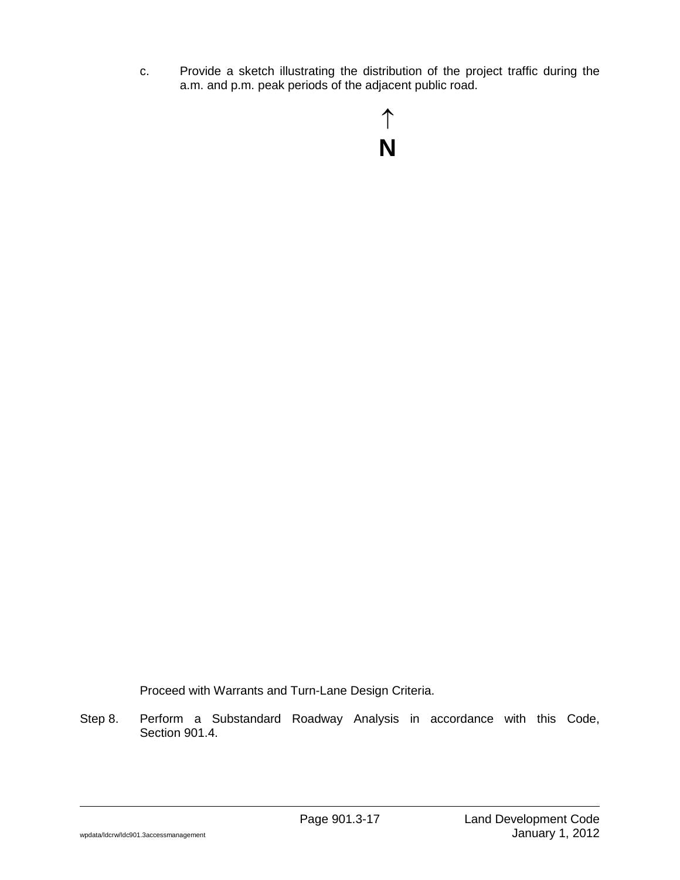c. Provide a sketch illustrating the distribution of the project traffic during the a.m. and p.m. peak periods of the adjacent public road.

↑
**N**

Proceed with Warrants and Turn-Lane Design Criteria.

Step 8. Perform a Substandard Roadway Analysis in accordance with this Code, Section 901.4.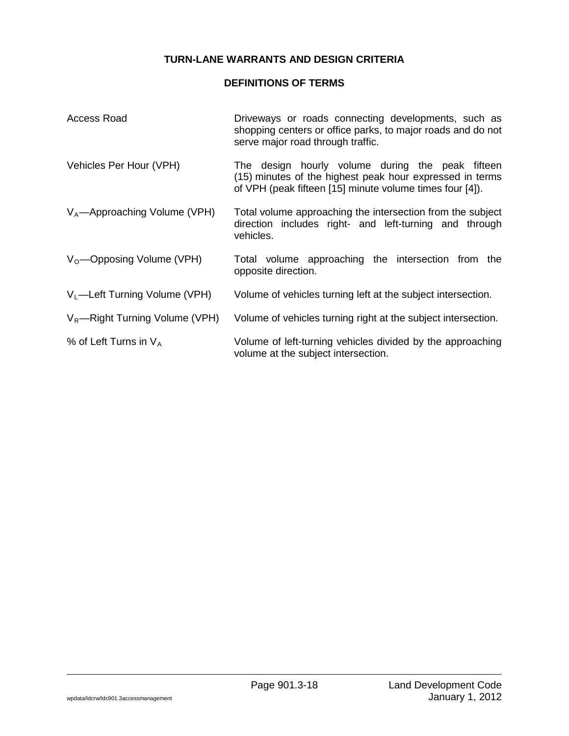## TURN-LANE WARRANTS AND DESIGN CRITERIA

### DEFINITIONS OF TERMS

| Term | Definition |
|---|---|
| Access Road | Driveways or roads connecting developments, such as shopping centers or office parks, to major roads and do not serve major road through traffic. |
| Vehicles Per Hour (VPH) | The design hourly volume during the peak fifteen (15) minutes of the highest peak hour expressed in terms of VPH (peak fifteen [15] minute volume times four [4]). |
| $V_A$—Approaching Volume (VPH) | Total volume approaching the intersection from the subject direction includes right- and left-turning and through vehicles. |
| $V_O$—Opposing Volume (VPH) | Total volume approaching the intersection from the opposite direction. |
| $V_L$—Left Turning Volume (VPH) | Volume of vehicles turning left at the subject intersection. |
| $V_R$—Right Turning Volume (VPH) | Volume of vehicles turning right at the subject intersection. |
| % of Left Turns in $V_A$ | Volume of left-turning vehicles divided by the approaching volume at the subject intersection. |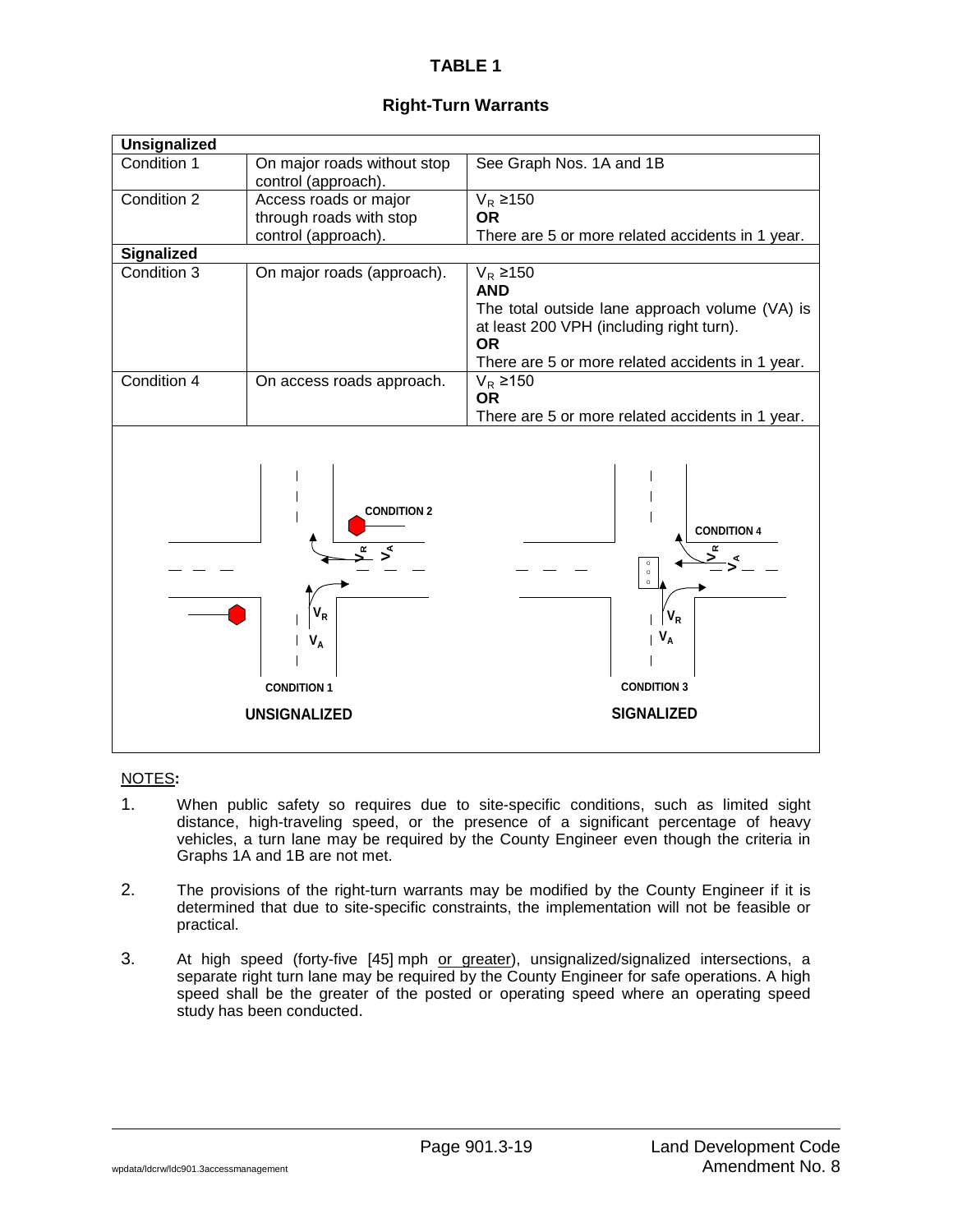# TABLE 1

## Right-Turn Warrants

| **Unsignalized** | | |
|---|---|---|
| Condition 1 | On major roads without stop control (approach). | See Graph Nos. 1A and 1B |
| Condition 2 | Access roads or major through roads with stop control (approach). | $V_R \geq 150$ **OR** There are 5 or more related accidents in 1 year. |
| **Signalized** | | |
| Condition 3 | On major roads (approach). | $V_R \geq 150$ **AND** The total outside lane approach volume (VA) is at least 200 VPH (including right turn). **OR** There are 5 or more related accidents in 1 year. |
| Condition 4 | On access roads approach. | $V_R \geq 150$ **OR** There are 5 or more related accidents in 1 year. |

CONDITION 2 — CONDITION 1 — UNSIGNALIZED

CONDITION 4 — CONDITION 3 — SIGNALIZED

NOTES**:**

1. When public safety so requires due to site-specific conditions, such as limited sight distance, high-traveling speed, or the presence of a significant percentage of heavy vehicles, a turn lane may be required by the County Engineer even though the criteria in Graphs 1A and 1B are not met.

2. The provisions of the right-turn warrants may be modified by the County Engineer if it is determined that due to site-specific constraints, the implementation will not be feasible or practical.

3. At high speed (forty-five [45] mph or greater), unsignalized/signalized intersections, a separate right turn lane may be required by the County Engineer for safe operations. A high speed shall be the greater of the posted or operating speed where an operating speed study has been conducted.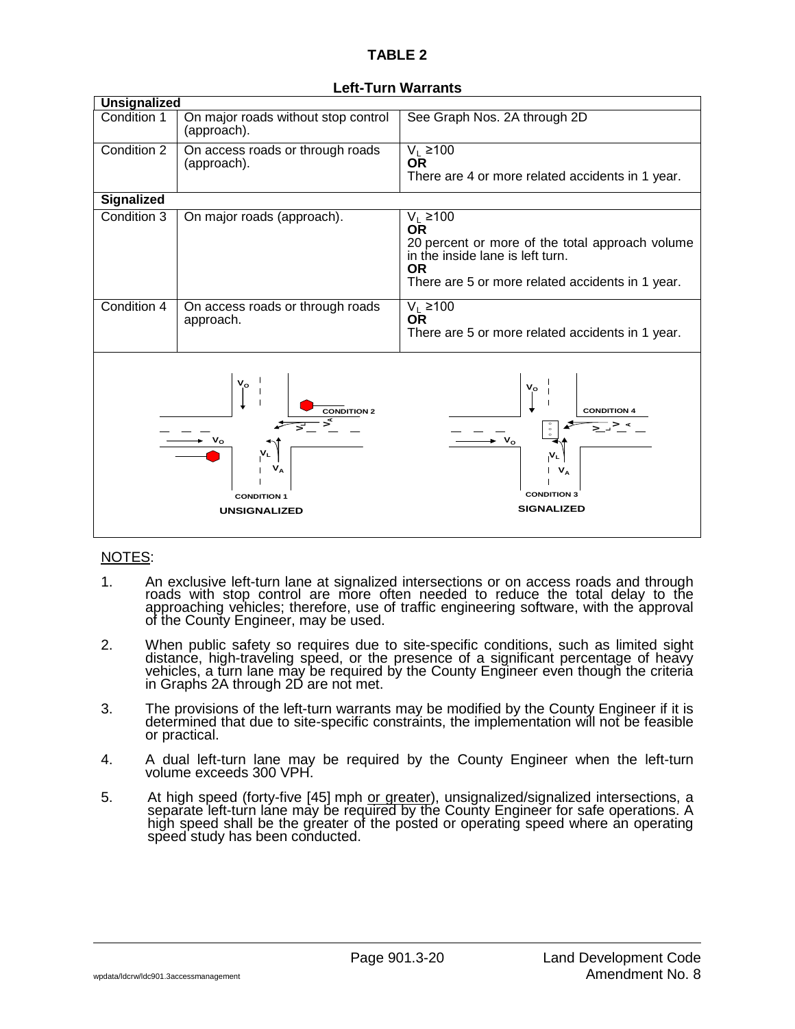# TABLE 2

## Left-Turn Warrants

| Unsignalized | | |
|---|---|---|
| Condition 1 | On major roads without stop control (approach). | See Graph Nos. 2A through 2D |
| Condition 2 | On access roads or through roads (approach). | $V_L$ ≥100 **OR** There are 4 or more related accidents in 1 year. |
| **Signalized** | | |
| Condition 3 | On major roads (approach). | $V_L$ ≥100 **OR** 20 percent or more of the total approach volume in the inside lane is left turn. **OR** There are 5 or more related accidents in 1 year. |
| Condition 4 | On access roads or through roads approach. | $V_L$ ≥100 **OR** There are 5 or more related accidents in 1 year. |

CONDITION 1 / CONDITION 2 — UNSIGNALIZED

CONDITION 3 / CONDITION 4 — SIGNALIZED

NOTES:

1. An exclusive left-turn lane at signalized intersections or on access roads and through roads with stop control are more often needed to reduce the total delay to the approaching vehicles; therefore, use of traffic engineering software, with the approval of the County Engineer, may be used.

2. When public safety so requires due to site-specific conditions, such as limited sight distance, high-traveling speed, or the presence of a significant percentage of heavy vehicles, a turn lane may be required by the County Engineer even though the criteria in Graphs 2A through 2D are not met.

3. The provisions of the left-turn warrants may be modified by the County Engineer if it is determined that due to site-specific constraints, the implementation will not be feasible or practical.

4. A dual left-turn lane may be required by the County Engineer when the left-turn volume exceeds 300 VPH.

5. At high speed (forty-five [45] mph or greater), unsignalized/signalized intersections, a separate left-turn lane may be required by the County Engineer for safe operations. A high speed shall be the greater of the posted or operating speed where an operating speed study has been conducted.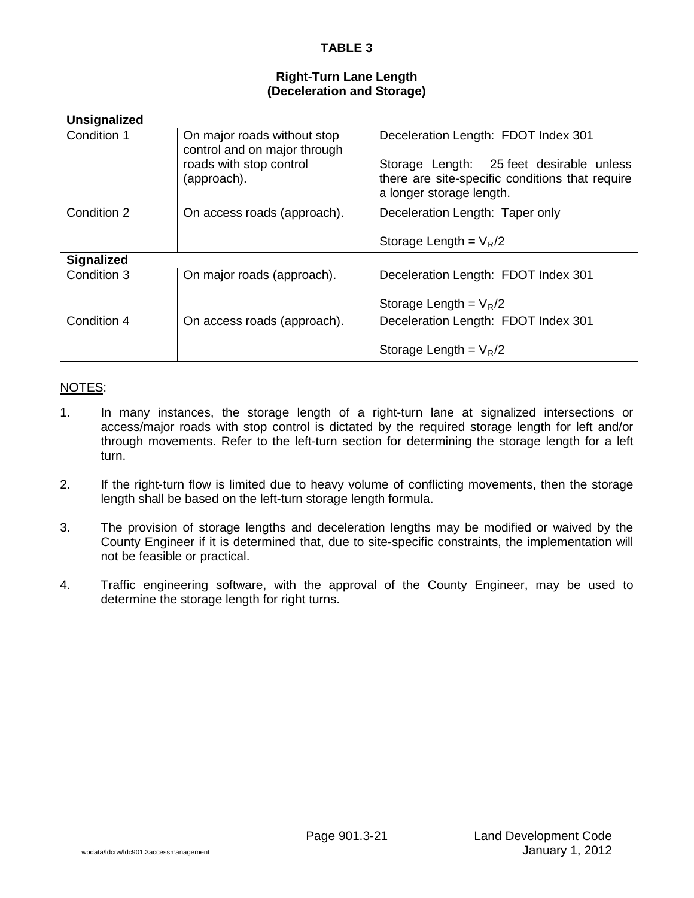**TABLE 3**

**Right-Turn Lane Length**
**(Deceleration and Storage)**

| **Unsignalized** | | |
|---|---|---|
| Condition 1 | On major roads without stop control and on major through roads with stop control (approach). | Deceleration Length: FDOT Index 301<br><br>Storage Length: 25 feet desirable unless there are site-specific conditions that require a longer storage length. |
| Condition 2 | On access roads (approach). | Deceleration Length: Taper only<br><br>Storage Length = $V_R/2$ |
| **Signalized** | | |
| Condition 3 | On major roads (approach). | Deceleration Length: FDOT Index 301<br><br>Storage Length = $V_R/2$ |
| Condition 4 | On access roads (approach). | Deceleration Length: FDOT Index 301<br><br>Storage Length = $V_R/2$ |

NOTES:

1. In many instances, the storage length of a right-turn lane at signalized intersections or access/major roads with stop control is dictated by the required storage length for left and/or through movements. Refer to the left-turn section for determining the storage length for a left turn.

2. If the right-turn flow is limited due to heavy volume of conflicting movements, then the storage length shall be based on the left-turn storage length formula.

3. The provision of storage lengths and deceleration lengths may be modified or waived by the County Engineer if it is determined that, due to site-specific constraints, the implementation will not be feasible or practical.

4. Traffic engineering software, with the approval of the County Engineer, may be used to determine the storage length for right turns.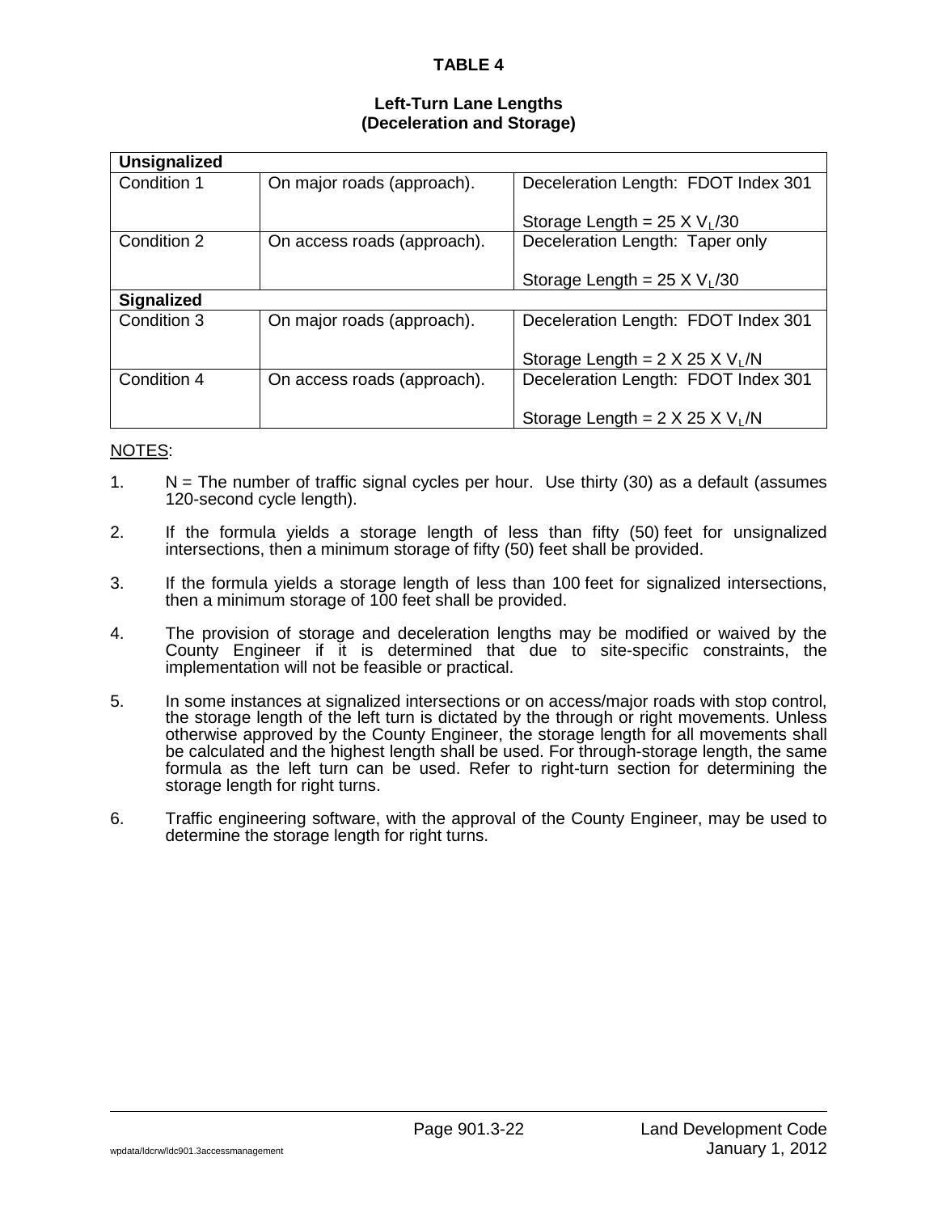# TABLE 4

## Left-Turn Lane Lengths (Deceleration and Storage)

| **Unsignalized** | | |
|---|---|---|
| Condition 1 | On major roads (approach). | Deceleration Length: FDOT Index 301<br><br>Storage Length = 25 X $V_L$/30 |
| Condition 2 | On access roads (approach). | Deceleration Length: Taper only<br><br>Storage Length = 25 X $V_L$/30 |
| **Signalized** | | |
| Condition 3 | On major roads (approach). | Deceleration Length: FDOT Index 301<br><br>Storage Length = 2 X 25 X $V_L$/N |
| Condition 4 | On access roads (approach). | Deceleration Length: FDOT Index 301<br><br>Storage Length = 2 X 25 X $V_L$/N |

NOTES:

1. N = The number of traffic signal cycles per hour. Use thirty (30) as a default (assumes 120-second cycle length).

2. If the formula yields a storage length of less than fifty (50) feet for unsignalized intersections, then a minimum storage of fifty (50) feet shall be provided.

3. If the formula yields a storage length of less than 100 feet for signalized intersections, then a minimum storage of 100 feet shall be provided.

4. The provision of storage and deceleration lengths may be modified or waived by the County Engineer if it is determined that due to site-specific constraints, the implementation will not be feasible or practical.

5. In some instances at signalized intersections or on access/major roads with stop control, the storage length of the left turn is dictated by the through or right movements. Unless otherwise approved by the County Engineer, the storage length for all movements shall be calculated and the highest length shall be used. For through-storage length, the same formula as the left turn can be used. Refer to right-turn section for determining the storage length for right turns.

6. Traffic engineering software, with the approval of the County Engineer, may be used to determine the storage length for right turns.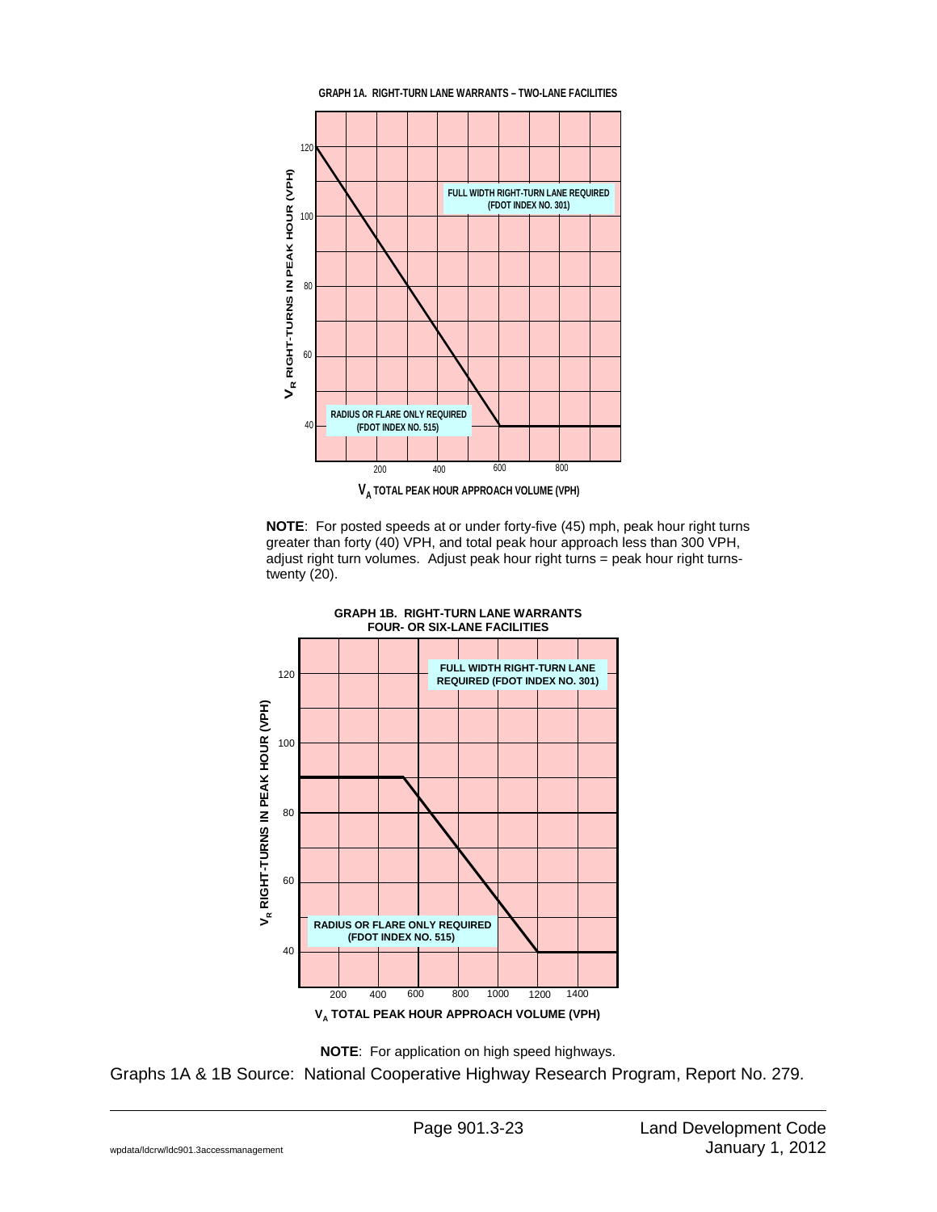**GRAPH 1A. RIGHT-TURN LANE WARRANTS – TWO-LANE FACILITIES**

FULL WIDTH RIGHT-TURN LANE REQUIRED (FDOT INDEX NO. 301)

RADIUS OR FLARE ONLY REQUIRED (FDOT INDEX NO. 515)

$V_R$ RIGHT-TURNS IN PEAK HOUR (VPH)

$V_A$ TOTAL PEAK HOUR APPROACH VOLUME (VPH)

**NOTE**: For posted speeds at or under forty-five (45) mph, peak hour right turns greater than forty (40) VPH, and total peak hour approach less than 300 VPH, adjust right turn volumes. Adjust peak hour right turns = peak hour right turns-twenty (20).

**GRAPH 1B. RIGHT-TURN LANE WARRANTS FOUR- OR SIX-LANE FACILITIES**

FULL WIDTH RIGHT-TURN LANE REQUIRED (FDOT INDEX NO. 301)

RADIUS OR FLARE ONLY REQUIRED (FDOT INDEX NO. 515)

$V_R$ RIGHT-TURNS IN PEAK HOUR (VPH)

$V_A$ TOTAL PEAK HOUR APPROACH VOLUME (VPH)

**NOTE**: For application on high speed highways.

Graphs 1A & 1B Source: National Cooperative Highway Research Program, Report No. 279.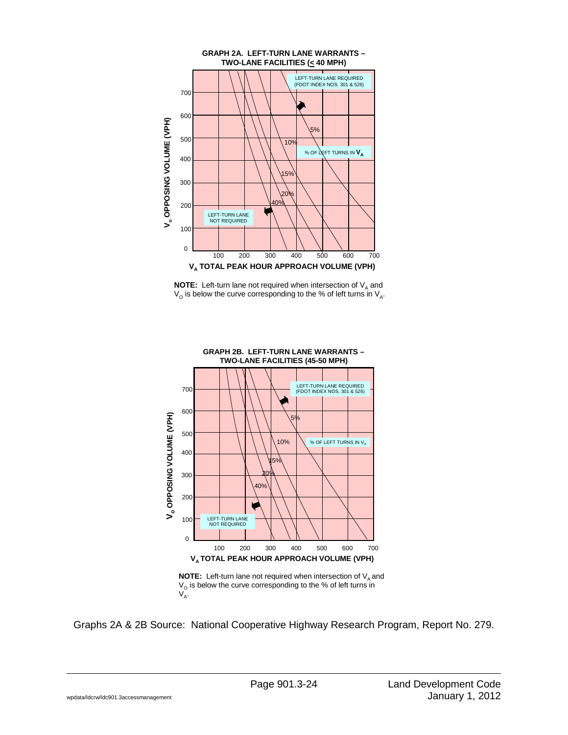**GRAPH 2A. LEFT-TURN LANE WARRANTS – TWO-LANE FACILITIES (≤ 40 MPH)**

LEFT-TURN LANE REQUIRED (FDOT INDEX NOS. 301 & 526)

LEFT-TURN LANE NOT REQUIRED

% OF LEFT TURNS IN $V_A$

5%, 10%, 15%, 20%, 40%

$V_o$ OPPOSING VOLUME (VPH)

$V_A$ TOTAL PEAK HOUR APPROACH VOLUME (VPH)

**NOTE:** Left-turn lane not required when intersection of $V_A$ and $V_O$ is below the curve corresponding to the % of left turns in $V_A$.

**GRAPH 2B. LEFT-TURN LANE WARRANTS – TWO-LANE FACILITIES (45-50 MPH)**

LEFT-TURN LANE REQUIRED (FDOT INDEX NOS. 301 & 526)

LEFT-TURN LANE NOT REQUIRED

% OF LEFT TURNS IN $V_A$

5%, 10%, 15%, 20%, 40%

$V_o$ OPPOSING VOLUME (VPH)

$V_A$ TOTAL PEAK HOUR APPROACH VOLUME (VPH)

**NOTE:** Left-turn lane not required when intersection of $V_A$ and $V_O$ is below the curve corresponding to the % of left turns in $V_A$.

Graphs 2A & 2B Source: National Cooperative Highway Research Program, Report No. 279.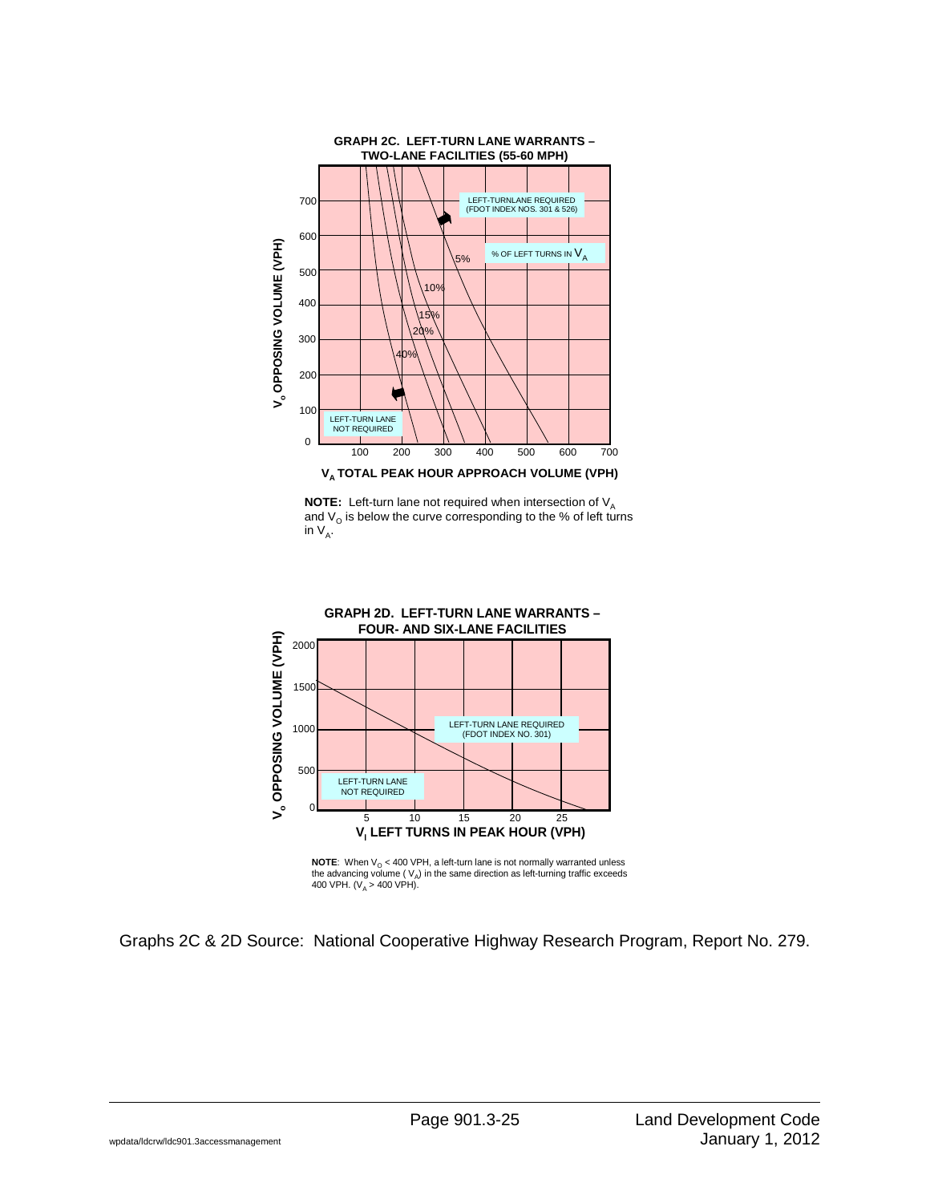**GRAPH 2C. LEFT-TURN LANE WARRANTS – TWO-LANE FACILITIES (55-60 MPH)**

LEFT-TURNLANE REQUIRED (FDOT INDEX NOS. 301 & 526)

% OF LEFT TURNS IN $V_A$

5%

10%

15%

20%

40%

LEFT-TURN LANE NOT REQUIRED

$V_o$ OPPOSING VOLUME (VPH)

$V_A$ TOTAL PEAK HOUR APPROACH VOLUME (VPH)

**NOTE:** Left-turn lane not required when intersection of $V_A$ and $V_O$ is below the curve corresponding to the % of left turns in $V_A$.

**GRAPH 2D. LEFT-TURN LANE WARRANTS – FOUR- AND SIX-LANE FACILITIES**

LEFT-TURN LANE REQUIRED (FDOT INDEX NO. 301)

LEFT-TURN LANE NOT REQUIRED

$V_o$ OPPOSING VOLUME (VPH)

$V_l$ LEFT TURNS IN PEAK HOUR (VPH)

**NOTE**: When $V_O$ < 400 VPH, a left-turn lane is not normally warranted unless the advancing volume ( $V_A$) in the same direction as left-turning traffic exceeds 400 VPH. ($V_A$ > 400 VPH).

Graphs 2C & 2D Source: National Cooperative Highway Research Program, Report No. 279.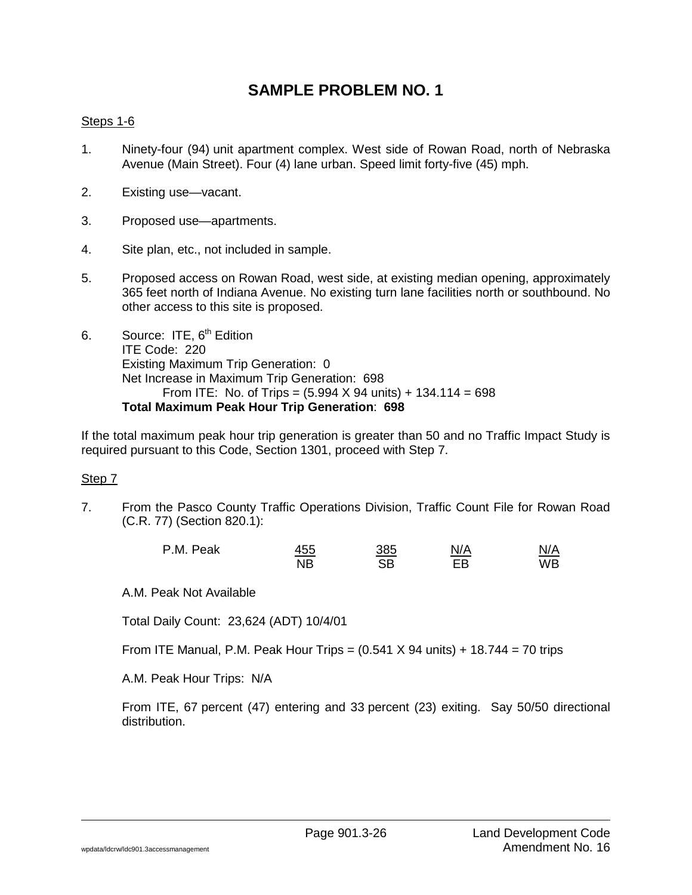# SAMPLE PROBLEM NO. 1

Steps 1-6

1. Ninety-four (94) unit apartment complex. West side of Rowan Road, north of Nebraska Avenue (Main Street). Four (4) lane urban. Speed limit forty-five (45) mph.

2. Existing use—vacant.

3. Proposed use—apartments.

4. Site plan, etc., not included in sample.

5. Proposed access on Rowan Road, west side, at existing median opening, approximately 365 feet north of Indiana Avenue. No existing turn lane facilities north or southbound. No other access to this site is proposed.

6. Source: ITE, 6th Edition
   ITE Code: 220
   Existing Maximum Trip Generation: 0
   Net Increase in Maximum Trip Generation: 698
   From ITE: No. of Trips = (5.994 X 94 units) + 134.114 = 698
   **Total Maximum Peak Hour Trip Generation**: **698**

If the total maximum peak hour trip generation is greater than 50 and no Traffic Impact Study is required pursuant to this Code, Section 1301, proceed with Step 7.

Step 7

7. From the Pasco County Traffic Operations Division, Traffic Count File for Rowan Road (C.R. 77) (Section 820.1):

| | NB | SB | EB | WB |
|---|---|---|---|---|
| P.M. Peak | 455 | 385 | N/A | N/A |

A.M. Peak Not Available

Total Daily Count: 23,624 (ADT) 10/4/01

From ITE Manual, P.M. Peak Hour Trips = (0.541 X 94 units) + 18.744 = 70 trips

A.M. Peak Hour Trips: N/A

From ITE, 67 percent (47) entering and 33 percent (23) exiting. Say 50/50 directional distribution.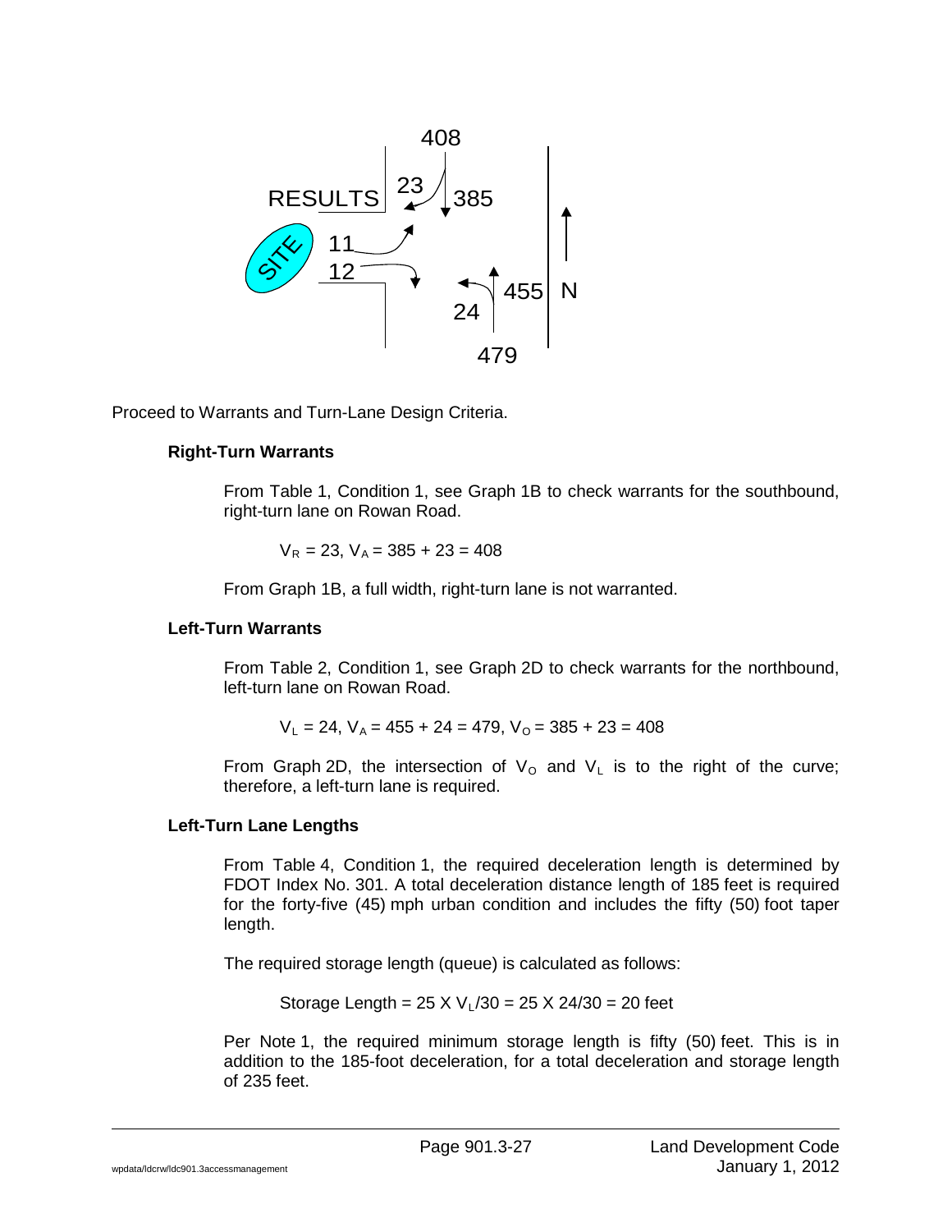408

RESULTS

23

385

SITE

11

12

455

N

24

479

Proceed to Warrants and Turn-Lane Design Criteria.

**Right-Turn Warrants**

From Table 1, Condition 1, see Graph 1B to check warrants for the southbound, right-turn lane on Rowan Road.

$V_R = 23$, $V_A = 385 + 23 = 408$

From Graph 1B, a full width, right-turn lane is not warranted.

**Left-Turn Warrants**

From Table 2, Condition 1, see Graph 2D to check warrants for the northbound, left-turn lane on Rowan Road.

$V_L = 24$, $V_A = 455 + 24 = 479$, $V_O = 385 + 23 = 408$

From Graph 2D, the intersection of $V_O$ and $V_L$ is to the right of the curve; therefore, a left-turn lane is required.

**Left-Turn Lane Lengths**

From Table 4, Condition 1, the required deceleration length is determined by FDOT Index No. 301. A total deceleration distance length of 185 feet is required for the forty-five (45) mph urban condition and includes the fifty (50) foot taper length.

The required storage length (queue) is calculated as follows:

Storage Length = $25 \times V_L/30 = 25 \times 24/30 = 20$ feet

Per Note 1, the required minimum storage length is fifty (50) feet. This is in addition to the 185-foot deceleration, for a total deceleration and storage length of 235 feet.